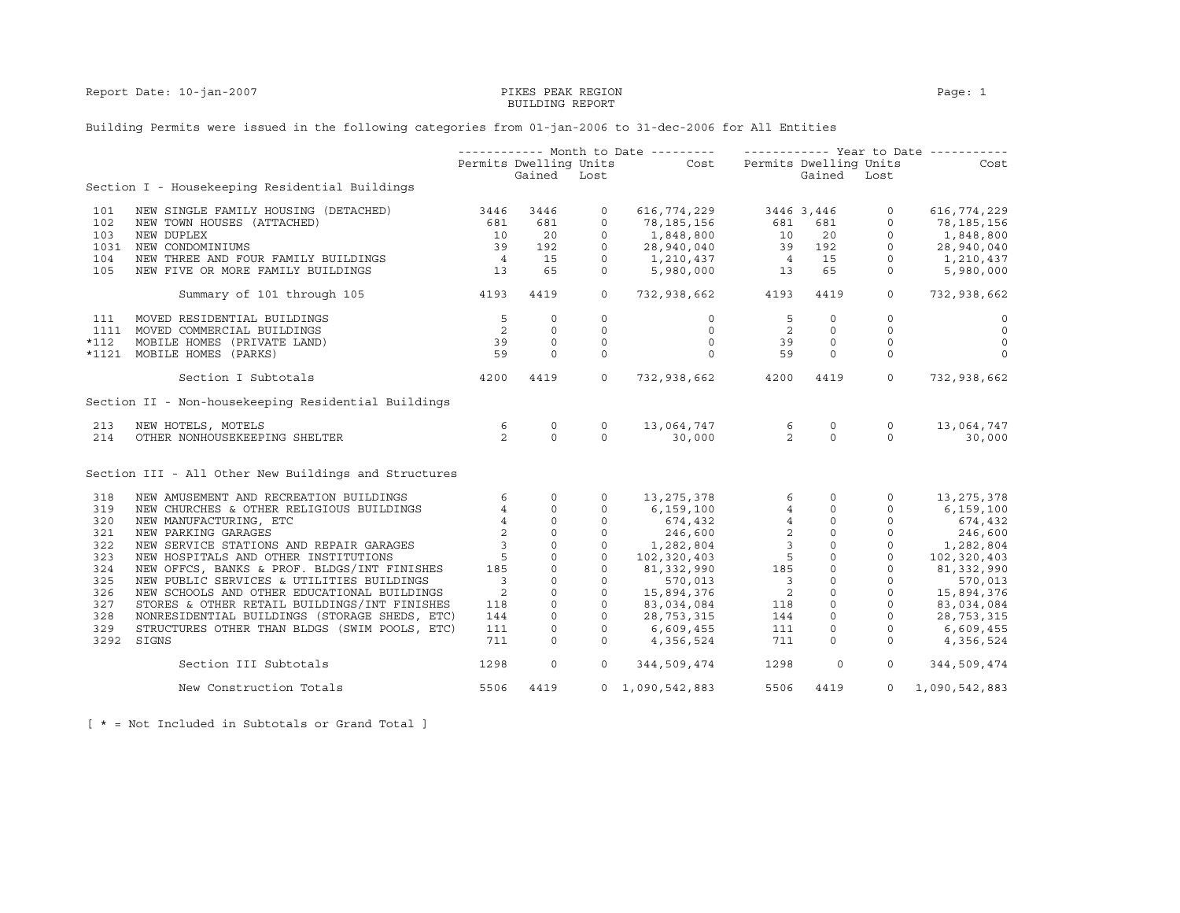Report Date: 10-jan-2007

# PIKES PEAK REGION BUILDING REPORT

Building Permits were issued in the following categories from 01-jan-2006 to 31-dec-2006 for All Entities

| Code | Category | Month to Date Permits | Month to Date Dwelling Units Gained | Month to Date Dwelling Units Lost | Month to Date Cost | Year to Date Permits | Year to Date Dwelling Units Gained | Year to Date Dwelling Units Lost | Year to Date Cost |
|---|---|---|---|---|---|---|---|---|---|
| | **Section I - Housekeeping Residential Buildings** | | | | | | | | |
| 101 | NEW SINGLE FAMILY HOUSING (DETACHED) | 3446 | 3446 | 0 | 616,774,229 | 3446 | 3,446 | 0 | 616,774,229 |
| 102 | NEW TOWN HOUSES (ATTACHED) | 681 | 681 | 0 | 78,185,156 | 681 | 681 | 0 | 78,185,156 |
| 103 | NEW DUPLEX | 10 | 20 | 0 | 1,848,800 | 10 | 20 | 0 | 1,848,800 |
| 1031 | NEW CONDOMINIUMS | 39 | 192 | 0 | 28,940,040 | 39 | 192 | 0 | 28,940,040 |
| 104 | NEW THREE AND FOUR FAMILY BUILDINGS | 4 | 15 | 0 | 1,210,437 | 4 | 15 | 0 | 1,210,437 |
| 105 | NEW FIVE OR MORE FAMILY BUILDINGS | 13 | 65 | 0 | 5,980,000 | 13 | 65 | 0 | 5,980,000 |
| | Summary of 101 through 105 | 4193 | 4419 | 0 | 732,938,662 | 4193 | 4419 | 0 | 732,938,662 |
| 111 | MOVED RESIDENTIAL BUILDINGS | 5 | 0 | 0 | 0 | 5 | 0 | 0 | 0 |
| 1111 | MOVED COMMERCIAL BUILDINGS | 2 | 0 | 0 | 0 | 2 | 0 | 0 | 0 |
| *112 | MOBILE HOMES (PRIVATE LAND) | 39 | 0 | 0 | 0 | 39 | 0 | 0 | 0 |
| *1121 | MOBILE HOMES (PARKS) | 59 | 0 | 0 | 0 | 59 | 0 | 0 | 0 |
| | Section I Subtotals | 4200 | 4419 | 0 | 732,938,662 | 4200 | 4419 | 0 | 732,938,662 |
| | **Section II - Non-housekeeping Residential Buildings** | | | | | | | | |
| 213 | NEW HOTELS, MOTELS | 6 | 0 | 0 | 13,064,747 | 6 | 0 | 0 | 13,064,747 |
| 214 | OTHER NONHOUSEKEEPING SHELTER | 2 | 0 | 0 | 30,000 | 2 | 0 | 0 | 30,000 |
| | **Section III - All Other New Buildings and Structures** | | | | | | | | |
| 318 | NEW AMUSEMENT AND RECREATION BUILDINGS | 6 | 0 | 0 | 13,275,378 | 6 | 0 | 0 | 13,275,378 |
| 319 | NEW CHURCHES & OTHER RELIGIOUS BUILDINGS | 4 | 0 | 0 | 6,159,100 | 4 | 0 | 0 | 6,159,100 |
| 320 | NEW MANUFACTURING, ETC | 4 | 0 | 0 | 674,432 | 4 | 0 | 0 | 674,432 |
| 321 | NEW PARKING GARAGES | 2 | 0 | 0 | 246,600 | 2 | 0 | 0 | 246,600 |
| 322 | NEW SERVICE STATIONS AND REPAIR GARAGES | 3 | 0 | 0 | 1,282,804 | 3 | 0 | 0 | 1,282,804 |
| 323 | NEW HOSPITALS AND OTHER INSTITUTIONS | 5 | 0 | 0 | 102,320,403 | 5 | 0 | 0 | 102,320,403 |
| 324 | NEW OFFCS, BANKS & PROF. BLDGS/INT FINISHES | 185 | 0 | 0 | 81,332,990 | 185 | 0 | 0 | 81,332,990 |
| 325 | NEW PUBLIC SERVICES & UTILITIES BUILDINGS | 3 | 0 | 0 | 570,013 | 3 | 0 | 0 | 570,013 |
| 326 | NEW SCHOOLS AND OTHER EDUCATIONAL BUILDINGS | 2 | 0 | 0 | 15,894,376 | 2 | 0 | 0 | 15,894,376 |
| 327 | STORES & OTHER RETAIL BUILDINGS/INT FINISHES | 118 | 0 | 0 | 83,034,084 | 118 | 0 | 0 | 83,034,084 |
| 328 | NONRESIDENTIAL BUILDINGS (STORAGE SHEDS, ETC) | 144 | 0 | 0 | 28,753,315 | 144 | 0 | 0 | 28,753,315 |
| 329 | STRUCTURES OTHER THAN BLDGS (SWIM POOLS, ETC) | 111 | 0 | 0 | 6,609,455 | 111 | 0 | 0 | 6,609,455 |
| 3292 | SIGNS | 711 | 0 | 0 | 4,356,524 | 711 | 0 | 0 | 4,356,524 |
| | Section III Subtotals | 1298 | 0 | 0 | 344,509,474 | 1298 | 0 | 0 | 344,509,474 |
| | New Construction Totals | 5506 | 4419 | 0 | 1,090,542,883 | 5506 | 4419 | 0 | 1,090,542,883 |

[ * = Not Included in Subtotals or Grand Total ]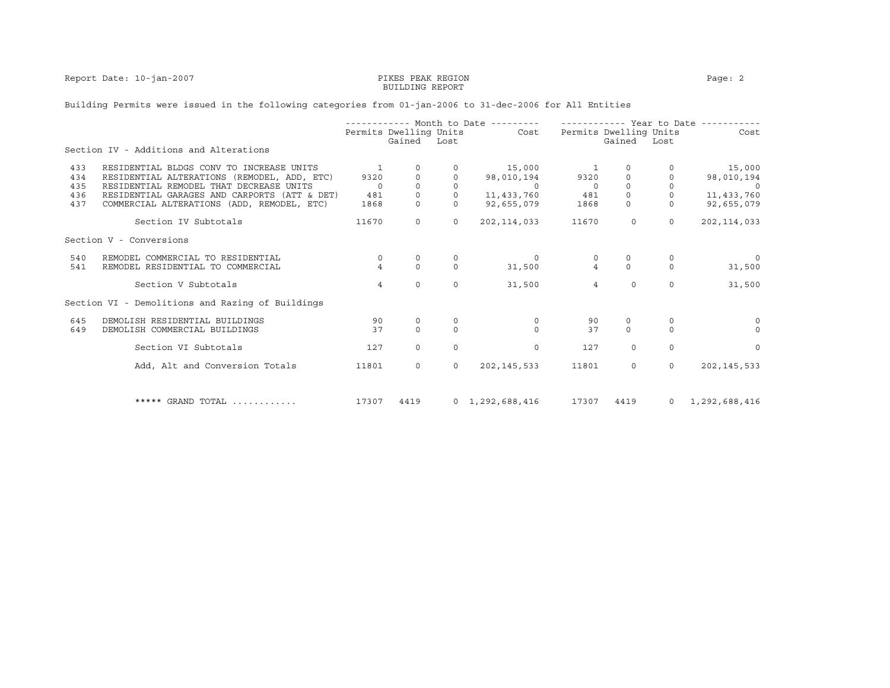Report Date: 10-jan-2007

PIKES PEAK REGION
BUILDING REPORT

Building Permits were issued in the following categories from 01-jan-2006 to 31-dec-2006 for All Entities

| | | Month to Date | | | | Year to Date | | | |
|---|---|---|---|---|---|---|---|---|---|
| | | Permits | Dwelling Units Gained | Dwelling Units Lost | Cost | Permits | Dwelling Units Gained | Dwelling Units Lost | Cost |
| **Section IV - Additions and Alterations** | | | | | | | | | |
| 433 | RESIDENTIAL BLDGS CONV TO INCREASE UNITS | 1 | 0 | 0 | 15,000 | 1 | 0 | 0 | 15,000 |
| 434 | RESIDENTIAL ALTERATIONS (REMODEL, ADD, ETC) | 9320 | 0 | 0 | 98,010,194 | 9320 | 0 | 0 | 98,010,194 |
| 435 | RESIDENTIAL REMODEL THAT DECREASE UNITS | 0 | 0 | 0 | 0 | 0 | 0 | 0 | 0 |
| 436 | RESIDENTIAL GARAGES AND CARPORTS (ATT & DET) | 481 | 0 | 0 | 11,433,760 | 481 | 0 | 0 | 11,433,760 |
| 437 | COMMERCIAL ALTERATIONS (ADD, REMODEL, ETC) | 1868 | 0 | 0 | 92,655,079 | 1868 | 0 | 0 | 92,655,079 |
| | Section IV Subtotals | 11670 | 0 | 0 | 202,114,033 | 11670 | 0 | 0 | 202,114,033 |
| **Section V - Conversions** | | | | | | | | | |
| 540 | REMODEL COMMERCIAL TO RESIDENTIAL | 0 | 0 | 0 | 0 | 0 | 0 | 0 | 0 |
| 541 | REMODEL RESIDENTIAL TO COMMERCIAL | 4 | 0 | 0 | 31,500 | 4 | 0 | 0 | 31,500 |
| | Section V Subtotals | 4 | 0 | 0 | 31,500 | 4 | 0 | 0 | 31,500 |
| **Section VI - Demolitions and Razing of Buildings** | | | | | | | | | |
| 645 | DEMOLISH RESIDENTIAL BUILDINGS | 90 | 0 | 0 | 0 | 90 | 0 | 0 | 0 |
| 649 | DEMOLISH COMMERCIAL BUILDINGS | 37 | 0 | 0 | 0 | 37 | 0 | 0 | 0 |
| | Section VI Subtotals | 127 | 0 | 0 | 0 | 127 | 0 | 0 | 0 |
| | Add, Alt and Conversion Totals | 11801 | 0 | 0 | 202,145,533 | 11801 | 0 | 0 | 202,145,533 |
| | ***** GRAND TOTAL ............ | 17307 | 4419 | 0 | 1,292,688,416 | 17307 | 4419 | 0 | 1,292,688,416 |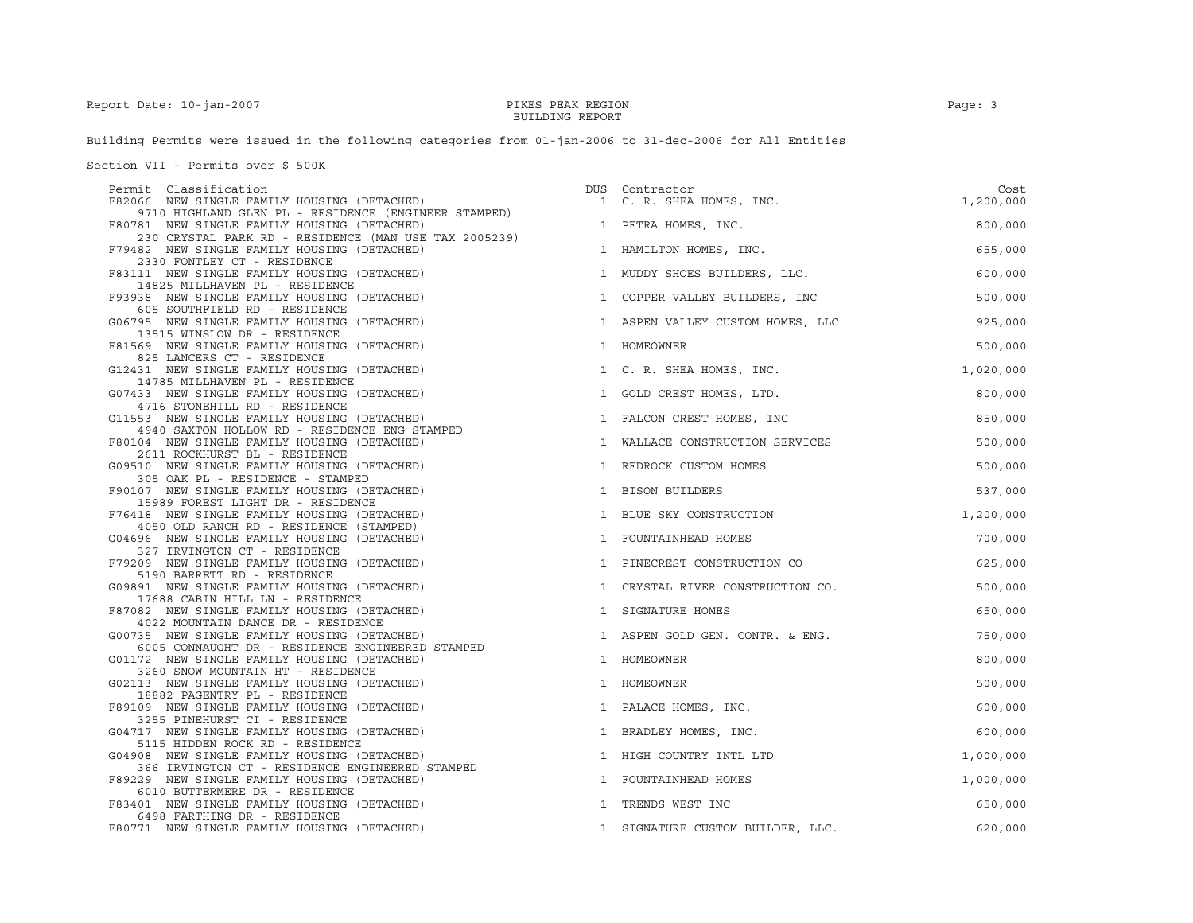Building Permits were issued in the following categories from 01-jan-2006 to 31-dec-2006 for All Entities

Section VII - Permits over $ 500K

| Permit | Classification | DUS | Contractor | Cost |
|---|---|---|---|---|
| F82066 | NEW SINGLE FAMILY HOUSING (DETACHED)<br>9710 HIGHLAND GLEN PL - RESIDENCE (ENGINEER STAMPED) | 1 | C. R. SHEA HOMES, INC. | 1,200,000 |
| F80781 | NEW SINGLE FAMILY HOUSING (DETACHED)<br>230 CRYSTAL PARK RD - RESIDENCE (MAN USE TAX 2005239) | 1 | PETRA HOMES, INC. | 800,000 |
| F79482 | NEW SINGLE FAMILY HOUSING (DETACHED)<br>2330 FONTLEY CT - RESIDENCE | 1 | HAMILTON HOMES, INC. | 655,000 |
| F83111 | NEW SINGLE FAMILY HOUSING (DETACHED)<br>14825 MILLHAVEN PL - RESIDENCE | 1 | MUDDY SHOES BUILDERS, LLC. | 600,000 |
| F93938 | NEW SINGLE FAMILY HOUSING (DETACHED)<br>605 SOUTHFIELD RD - RESIDENCE | 1 | COPPER VALLEY BUILDERS, INC | 500,000 |
| G06795 | NEW SINGLE FAMILY HOUSING (DETACHED)<br>13515 WINSLOW DR - RESIDENCE | 1 | ASPEN VALLEY CUSTOM HOMES, LLC | 925,000 |
| F81569 | NEW SINGLE FAMILY HOUSING (DETACHED)<br>825 LANCERS CT - RESIDENCE | 1 | HOMEOWNER | 500,000 |
| G12431 | NEW SINGLE FAMILY HOUSING (DETACHED)<br>14785 MILLHAVEN PL - RESIDENCE | 1 | C. R. SHEA HOMES, INC. | 1,020,000 |
| G07433 | NEW SINGLE FAMILY HOUSING (DETACHED)<br>4716 STONEHILL RD - RESIDENCE | 1 | GOLD CREST HOMES, LTD. | 800,000 |
| G11553 | NEW SINGLE FAMILY HOUSING (DETACHED)<br>4940 SAXTON HOLLOW RD - RESIDENCE ENG STAMPED | 1 | FALCON CREST HOMES, INC | 850,000 |
| F80104 | NEW SINGLE FAMILY HOUSING (DETACHED)<br>2611 ROCKHURST BL - RESIDENCE | 1 | WALLACE CONSTRUCTION SERVICES | 500,000 |
| G09510 | NEW SINGLE FAMILY HOUSING (DETACHED)<br>305 OAK PL - RESIDENCE - STAMPED | 1 | REDROCK CUSTOM HOMES | 500,000 |
| F90107 | NEW SINGLE FAMILY HOUSING (DETACHED)<br>15989 FOREST LIGHT DR - RESIDENCE | 1 | BISON BUILDERS | 537,000 |
| F76418 | NEW SINGLE FAMILY HOUSING (DETACHED)<br>4050 OLD RANCH RD - RESIDENCE (STAMPED) | 1 | BLUE SKY CONSTRUCTION | 1,200,000 |
| G04696 | NEW SINGLE FAMILY HOUSING (DETACHED)<br>327 IRVINGTON CT - RESIDENCE | 1 | FOUNTAINHEAD HOMES | 700,000 |
| F79209 | NEW SINGLE FAMILY HOUSING (DETACHED)<br>5190 BARRETT RD - RESIDENCE | 1 | PINECREST CONSTRUCTION CO | 625,000 |
| G09891 | NEW SINGLE FAMILY HOUSING (DETACHED)<br>17688 CABIN HILL LN - RESIDENCE | 1 | CRYSTAL RIVER CONSTRUCTION CO. | 500,000 |
| F87082 | NEW SINGLE FAMILY HOUSING (DETACHED)<br>4022 MOUNTAIN DANCE DR - RESIDENCE | 1 | SIGNATURE HOMES | 650,000 |
| G00735 | NEW SINGLE FAMILY HOUSING (DETACHED)<br>6005 CONNAUGHT DR - RESIDENCE ENGINEERED STAMPED | 1 | ASPEN GOLD GEN. CONTR. & ENG. | 750,000 |
| G01172 | NEW SINGLE FAMILY HOUSING (DETACHED)<br>3260 SNOW MOUNTAIN HT - RESIDENCE | 1 | HOMEOWNER | 800,000 |
| G02113 | NEW SINGLE FAMILY HOUSING (DETACHED)<br>18882 PAGENTRY PL - RESIDENCE | 1 | HOMEOWNER | 500,000 |
| F89109 | NEW SINGLE FAMILY HOUSING (DETACHED)<br>3255 PINEHURST CI - RESIDENCE | 1 | PALACE HOMES, INC. | 600,000 |
| G04717 | NEW SINGLE FAMILY HOUSING (DETACHED)<br>5115 HIDDEN ROCK RD - RESIDENCE | 1 | BRADLEY HOMES, INC. | 600,000 |
| G04908 | NEW SINGLE FAMILY HOUSING (DETACHED)<br>366 IRVINGTON CT - RESIDENCE ENGINEERED STAMPED | 1 | HIGH COUNTRY INTL LTD | 1,000,000 |
| F89229 | NEW SINGLE FAMILY HOUSING (DETACHED)<br>6010 BUTTERMERE DR - RESIDENCE | 1 | FOUNTAINHEAD HOMES | 1,000,000 |
| F83401 | NEW SINGLE FAMILY HOUSING (DETACHED)<br>6498 FARTHING DR - RESIDENCE | 1 | TRENDS WEST INC | 650,000 |
| F80771 | NEW SINGLE FAMILY HOUSING (DETACHED) | 1 | SIGNATURE CUSTOM BUILDER, LLC. | 620,000 |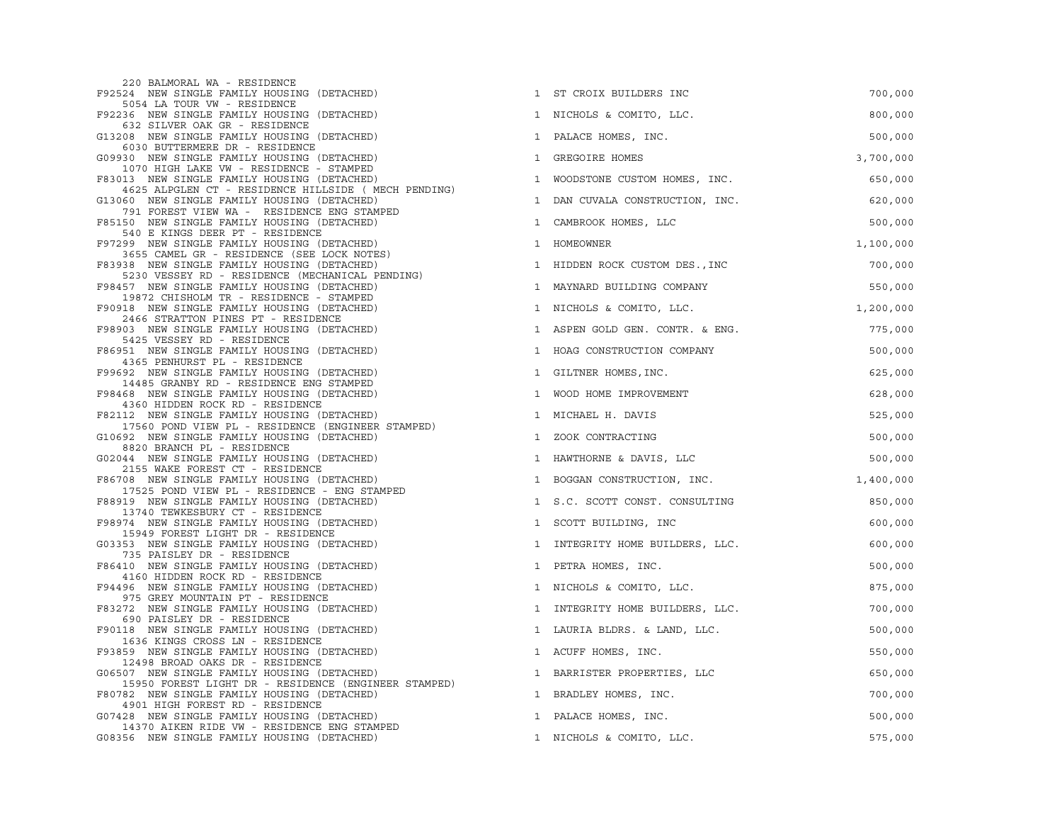| Address / Permit / Description | Units | Contractor | Value |
|---|---|---|---|
| 220 BALMORAL WA - RESIDENCE<br>F92524 NEW SINGLE FAMILY HOUSING (DETACHED) | 1 | ST CROIX BUILDERS INC | 700,000 |
| 5054 LA TOUR VW - RESIDENCE<br>F92236 NEW SINGLE FAMILY HOUSING (DETACHED) | 1 | NICHOLS & COMITO, LLC. | 800,000 |
| 632 SILVER OAK GR - RESIDENCE<br>G13208 NEW SINGLE FAMILY HOUSING (DETACHED) | 1 | PALACE HOMES, INC. | 500,000 |
| 6030 BUTTERMERE DR - RESIDENCE<br>G09930 NEW SINGLE FAMILY HOUSING (DETACHED) | 1 | GREGOIRE HOMES | 3,700,000 |
| 1070 HIGH LAKE VW - RESIDENCE - STAMPED<br>F83013 NEW SINGLE FAMILY HOUSING (DETACHED) | 1 | WOODSTONE CUSTOM HOMES, INC. | 650,000 |
| 4625 ALPGLEN CT - RESIDENCE HILLSIDE ( MECH PENDING)<br>G13060 NEW SINGLE FAMILY HOUSING (DETACHED) | 1 | DAN CUVALA CONSTRUCTION, INC. | 620,000 |
| 791 FOREST VIEW WA - RESIDENCE ENG STAMPED<br>F85150 NEW SINGLE FAMILY HOUSING (DETACHED) | 1 | CAMBROOK HOMES, LLC | 500,000 |
| 540 E KINGS DEER PT - RESIDENCE<br>F97299 NEW SINGLE FAMILY HOUSING (DETACHED) | 1 | HOMEOWNER | 1,100,000 |
| 3655 CAMEL GR - RESIDENCE (SEE LOCK NOTES)<br>F83938 NEW SINGLE FAMILY HOUSING (DETACHED) | 1 | HIDDEN ROCK CUSTOM DES.,INC | 700,000 |
| 5230 VESSEY RD - RESIDENCE (MECHANICAL PENDING)<br>F98457 NEW SINGLE FAMILY HOUSING (DETACHED) | 1 | MAYNARD BUILDING COMPANY | 550,000 |
| 19872 CHISHOLM TR - RESIDENCE - STAMPED<br>F90918 NEW SINGLE FAMILY HOUSING (DETACHED) | 1 | NICHOLS & COMITO, LLC. | 1,200,000 |
| 2466 STRATTON PINES PT - RESIDENCE<br>F98903 NEW SINGLE FAMILY HOUSING (DETACHED) | 1 | ASPEN GOLD GEN. CONTR. & ENG. | 775,000 |
| 5425 VESSEY RD - RESIDENCE<br>F86951 NEW SINGLE FAMILY HOUSING (DETACHED) | 1 | HOAG CONSTRUCTION COMPANY | 500,000 |
| 4365 PENHURST PL - RESIDENCE<br>F99692 NEW SINGLE FAMILY HOUSING (DETACHED) | 1 | GILTNER HOMES,INC. | 625,000 |
| 14485 GRANBY RD - RESIDENCE ENG STAMPED<br>F98468 NEW SINGLE FAMILY HOUSING (DETACHED) | 1 | WOOD HOME IMPROVEMENT | 628,000 |
| 4360 HIDDEN ROCK RD - RESIDENCE<br>F82112 NEW SINGLE FAMILY HOUSING (DETACHED) | 1 | MICHAEL H. DAVIS | 525,000 |
| 17560 POND VIEW PL - RESIDENCE (ENGINEER STAMPED)<br>G10692 NEW SINGLE FAMILY HOUSING (DETACHED) | 1 | ZOOK CONTRACTING | 500,000 |
| 8820 BRANCH PL - RESIDENCE<br>G02044 NEW SINGLE FAMILY HOUSING (DETACHED) | 1 | HAWTHORNE & DAVIS, LLC | 500,000 |
| 2155 WAKE FOREST CT - RESIDENCE<br>F86708 NEW SINGLE FAMILY HOUSING (DETACHED) | 1 | BOGGAN CONSTRUCTION, INC. | 1,400,000 |
| 17525 POND VIEW PL - RESIDENCE - ENG STAMPED<br>F88919 NEW SINGLE FAMILY HOUSING (DETACHED) | 1 | S.C. SCOTT CONST. CONSULTING | 850,000 |
| 13740 TEWKESBURY CT - RESIDENCE<br>F98974 NEW SINGLE FAMILY HOUSING (DETACHED) | 1 | SCOTT BUILDING, INC | 600,000 |
| 15949 FOREST LIGHT DR - RESIDENCE<br>G03353 NEW SINGLE FAMILY HOUSING (DETACHED) | 1 | INTEGRITY HOME BUILDERS, LLC. | 600,000 |
| 735 PAISLEY DR - RESIDENCE<br>F86410 NEW SINGLE FAMILY HOUSING (DETACHED) | 1 | PETRA HOMES, INC. | 500,000 |
| 4160 HIDDEN ROCK RD - RESIDENCE<br>F94496 NEW SINGLE FAMILY HOUSING (DETACHED) | 1 | NICHOLS & COMITO, LLC. | 875,000 |
| 975 GREY MOUNTAIN PT - RESIDENCE<br>F83272 NEW SINGLE FAMILY HOUSING (DETACHED) | 1 | INTEGRITY HOME BUILDERS, LLC. | 700,000 |
| 690 PAISLEY DR - RESIDENCE<br>F90118 NEW SINGLE FAMILY HOUSING (DETACHED) | 1 | LAURIA BLDRS. & LAND, LLC. | 500,000 |
| 1636 KINGS CROSS LN - RESIDENCE<br>F93859 NEW SINGLE FAMILY HOUSING (DETACHED) | 1 | ACUFF HOMES, INC. | 550,000 |
| 12498 BROAD OAKS DR - RESIDENCE<br>G06507 NEW SINGLE FAMILY HOUSING (DETACHED) | 1 | BARRISTER PROPERTIES, LLC | 650,000 |
| 15950 FOREST LIGHT DR - RESIDENCE (ENGINEER STAMPED)<br>F80782 NEW SINGLE FAMILY HOUSING (DETACHED) | 1 | BRADLEY HOMES, INC. | 700,000 |
| 4901 HIGH FOREST RD - RESIDENCE<br>G07428 NEW SINGLE FAMILY HOUSING (DETACHED) | 1 | PALACE HOMES, INC. | 500,000 |
| 14370 AIKEN RIDE VW - RESIDENCE ENG STAMPED<br>G08356 NEW SINGLE FAMILY HOUSING (DETACHED) | 1 | NICHOLS & COMITO, LLC. | 575,000 |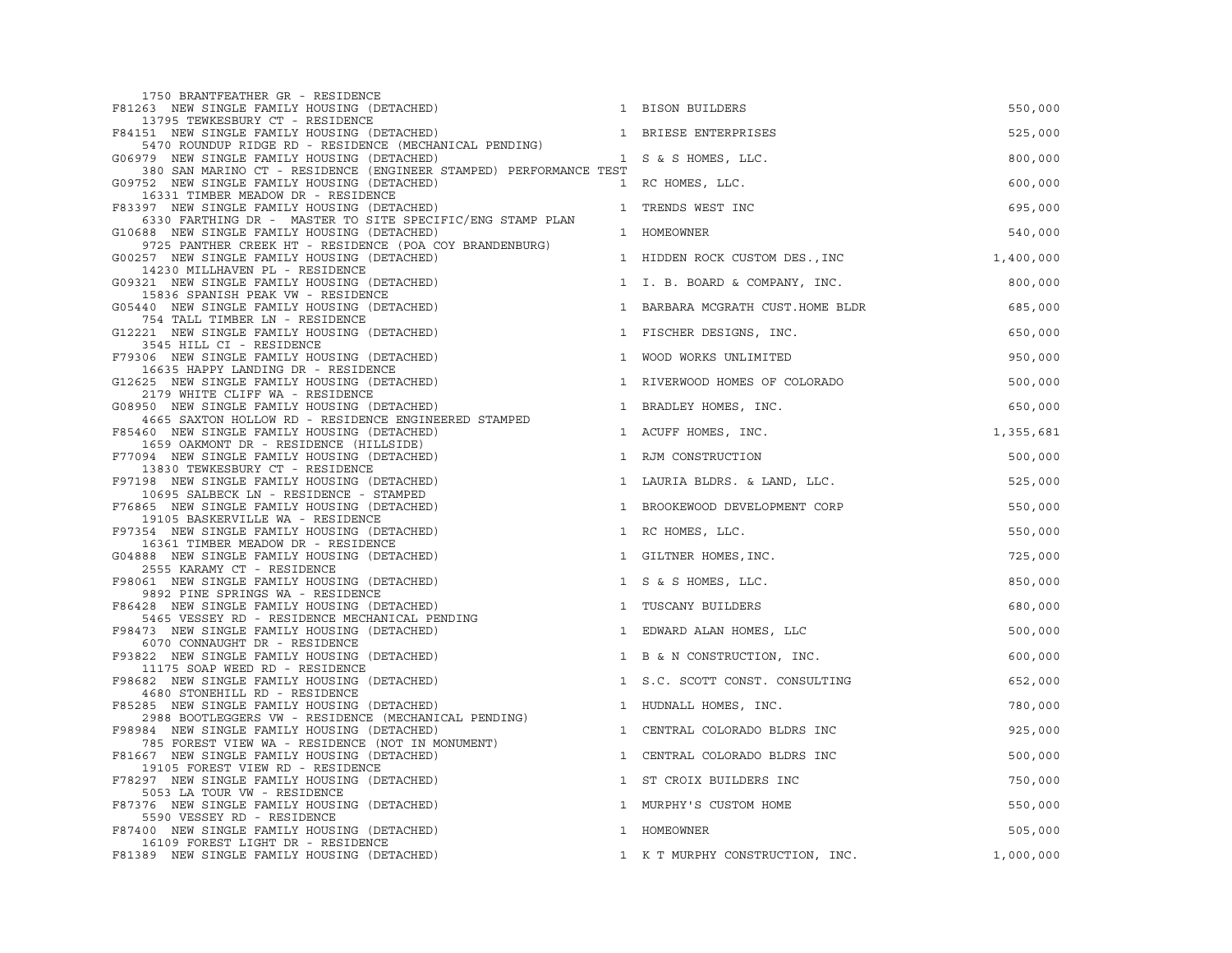| Permit / Address / Description | Units | Contractor | Valuation |
|---|---|---|---|
| 1750 BRANTFEATHER GR - RESIDENCE<br>F81263 NEW SINGLE FAMILY HOUSING (DETACHED) | 1 | BISON BUILDERS | 550,000 |
| 13795 TEWKESBURY CT - RESIDENCE<br>F84151 NEW SINGLE FAMILY HOUSING (DETACHED) | 1 | BRIESE ENTERPRISES | 525,000 |
| 5470 ROUNDUP RIDGE RD - RESIDENCE (MECHANICAL PENDING)<br>G06979 NEW SINGLE FAMILY HOUSING (DETACHED) | 1 | S & S HOMES, LLC. | 800,000 |
| 380 SAN MARINO CT - RESIDENCE (ENGINEER STAMPED) PERFORMANCE TEST<br>G09752 NEW SINGLE FAMILY HOUSING (DETACHED) | 1 | RC HOMES, LLC. | 600,000 |
| 16331 TIMBER MEADOW DR - RESIDENCE<br>F83397 NEW SINGLE FAMILY HOUSING (DETACHED) | 1 | TRENDS WEST INC | 695,000 |
| 6330 FARTHING DR - MASTER TO SITE SPECIFIC/ENG STAMP PLAN<br>G10688 NEW SINGLE FAMILY HOUSING (DETACHED) | 1 | HOMEOWNER | 540,000 |
| 9725 PANTHER CREEK HT - RESIDENCE (POA COY BRANDENBURG)<br>G00257 NEW SINGLE FAMILY HOUSING (DETACHED) | 1 | HIDDEN ROCK CUSTOM DES.,INC | 1,400,000 |
| 14230 MILLHAVEN PL - RESIDENCE<br>G09321 NEW SINGLE FAMILY HOUSING (DETACHED) | 1 | I. B. BOARD & COMPANY, INC. | 800,000 |
| 15836 SPANISH PEAK VW - RESIDENCE<br>G05440 NEW SINGLE FAMILY HOUSING (DETACHED) | 1 | BARBARA MCGRATH CUST.HOME BLDR | 685,000 |
| 754 TALL TIMBER LN - RESIDENCE<br>G12221 NEW SINGLE FAMILY HOUSING (DETACHED) | 1 | FISCHER DESIGNS, INC. | 650,000 |
| 3545 HILL CI - RESIDENCE<br>F79306 NEW SINGLE FAMILY HOUSING (DETACHED) | 1 | WOOD WORKS UNLIMITED | 950,000 |
| 16635 HAPPY LANDING DR - RESIDENCE<br>G12625 NEW SINGLE FAMILY HOUSING (DETACHED) | 1 | RIVERWOOD HOMES OF COLORADO | 500,000 |
| 2179 WHITE CLIFF WA - RESIDENCE<br>G08950 NEW SINGLE FAMILY HOUSING (DETACHED) | 1 | BRADLEY HOMES, INC. | 650,000 |
| 4665 SAXTON HOLLOW RD - RESIDENCE ENGINEERED STAMPED<br>F85460 NEW SINGLE FAMILY HOUSING (DETACHED) | 1 | ACUFF HOMES, INC. | 1,355,681 |
| 1659 OAKMONT DR - RESIDENCE (HILLSIDE)<br>F77094 NEW SINGLE FAMILY HOUSING (DETACHED) | 1 | RJM CONSTRUCTION | 500,000 |
| 13830 TEWKESBURY CT - RESIDENCE<br>F97198 NEW SINGLE FAMILY HOUSING (DETACHED) | 1 | LAURIA BLDRS. & LAND, LLC. | 525,000 |
| 10695 SALBECK LN - RESIDENCE - STAMPED<br>F76865 NEW SINGLE FAMILY HOUSING (DETACHED) | 1 | BROOKEWOOD DEVELOPMENT CORP | 550,000 |
| 19105 BASKERVILLE WA - RESIDENCE<br>F97354 NEW SINGLE FAMILY HOUSING (DETACHED) | 1 | RC HOMES, LLC. | 550,000 |
| 16361 TIMBER MEADOW DR - RESIDENCE<br>G04888 NEW SINGLE FAMILY HOUSING (DETACHED) | 1 | GILTNER HOMES,INC. | 725,000 |
| 2555 KARAMY CT - RESIDENCE<br>F98061 NEW SINGLE FAMILY HOUSING (DETACHED) | 1 | S & S HOMES, LLC. | 850,000 |
| 9892 PINE SPRINGS WA - RESIDENCE<br>F86428 NEW SINGLE FAMILY HOUSING (DETACHED) | 1 | TUSCANY BUILDERS | 680,000 |
| 5465 VESSEY RD - RESIDENCE MECHANICAL PENDING<br>F98473 NEW SINGLE FAMILY HOUSING (DETACHED) | 1 | EDWARD ALAN HOMES, LLC | 500,000 |
| 6070 CONNAUGHT DR - RESIDENCE<br>F93822 NEW SINGLE FAMILY HOUSING (DETACHED) | 1 | B & N CONSTRUCTION, INC. | 600,000 |
| 11175 SOAP WEED RD - RESIDENCE<br>F98682 NEW SINGLE FAMILY HOUSING (DETACHED) | 1 | S.C. SCOTT CONST. CONSULTING | 652,000 |
| 4680 STONEHILL RD - RESIDENCE<br>F85285 NEW SINGLE FAMILY HOUSING (DETACHED) | 1 | HUDNALL HOMES, INC. | 780,000 |
| 2988 BOOTLEGGERS VW - RESIDENCE (MECHANICAL PENDING)<br>F98984 NEW SINGLE FAMILY HOUSING (DETACHED) | 1 | CENTRAL COLORADO BLDRS INC | 925,000 |
| 785 FOREST VIEW WA - RESIDENCE (NOT IN MONUMENT)<br>F81667 NEW SINGLE FAMILY HOUSING (DETACHED) | 1 | CENTRAL COLORADO BLDRS INC | 500,000 |
| 19105 FOREST VIEW RD - RESIDENCE<br>F78297 NEW SINGLE FAMILY HOUSING (DETACHED) | 1 | ST CROIX BUILDERS INC | 750,000 |
| 5053 LA TOUR VW - RESIDENCE<br>F87376 NEW SINGLE FAMILY HOUSING (DETACHED) | 1 | MURPHY'S CUSTOM HOME | 550,000 |
| 5590 VESSEY RD - RESIDENCE<br>F87400 NEW SINGLE FAMILY HOUSING (DETACHED) | 1 | HOMEOWNER | 505,000 |
| 16109 FOREST LIGHT DR - RESIDENCE<br>F81389 NEW SINGLE FAMILY HOUSING (DETACHED) | 1 | K T MURPHY CONSTRUCTION, INC. | 1,000,000 |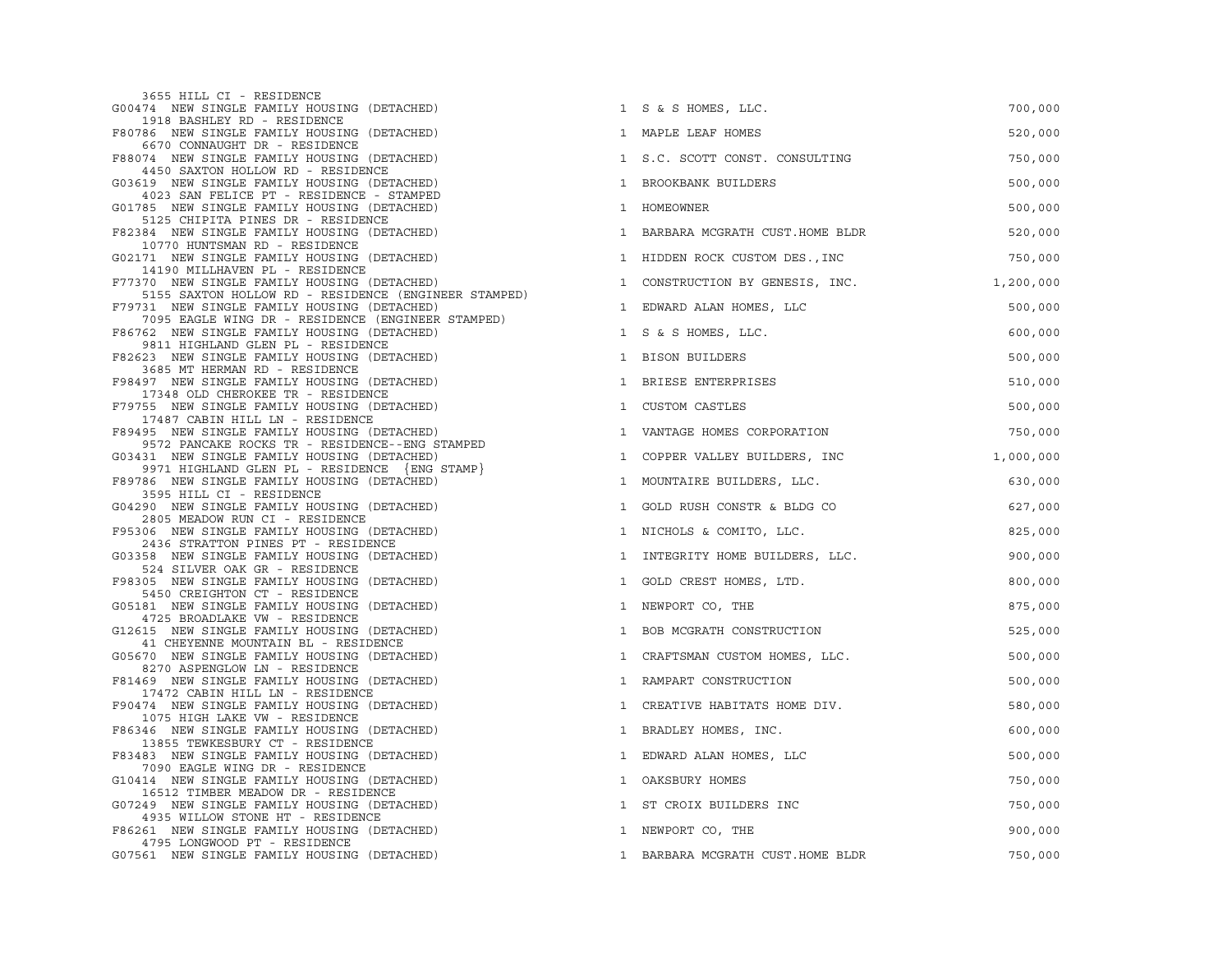| Permit / Description | Units | Contractor | Valuation |
|---|---|---|---|
| 3655 HILL CI - RESIDENCE<br>G00474 NEW SINGLE FAMILY HOUSING (DETACHED) | 1 | S & S HOMES, LLC. | 700,000 |
| 1918 BASHLEY RD - RESIDENCE<br>F80786 NEW SINGLE FAMILY HOUSING (DETACHED) | 1 | MAPLE LEAF HOMES | 520,000 |
| 6670 CONNAUGHT DR - RESIDENCE<br>F88074 NEW SINGLE FAMILY HOUSING (DETACHED) | 1 | S.C. SCOTT CONST. CONSULTING | 750,000 |
| 4450 SAXTON HOLLOW RD - RESIDENCE<br>G03619 NEW SINGLE FAMILY HOUSING (DETACHED) | 1 | BROOKBANK BUILDERS | 500,000 |
| 4023 SAN FELICE PT - RESIDENCE - STAMPED<br>G01785 NEW SINGLE FAMILY HOUSING (DETACHED) | 1 | HOMEOWNER | 500,000 |
| 5125 CHIPITA PINES DR - RESIDENCE<br>F82384 NEW SINGLE FAMILY HOUSING (DETACHED) | 1 | BARBARA MCGRATH CUST.HOME BLDR | 520,000 |
| 10770 HUNTSMAN RD - RESIDENCE<br>G02171 NEW SINGLE FAMILY HOUSING (DETACHED) | 1 | HIDDEN ROCK CUSTOM DES.,INC | 750,000 |
| 14190 MILLHAVEN PL - RESIDENCE<br>F77370 NEW SINGLE FAMILY HOUSING (DETACHED) | 1 | CONSTRUCTION BY GENESIS, INC. | 1,200,000 |
| 5155 SAXTON HOLLOW RD - RESIDENCE (ENGINEER STAMPED)<br>F79731 NEW SINGLE FAMILY HOUSING (DETACHED) | 1 | EDWARD ALAN HOMES, LLC | 500,000 |
| 7095 EAGLE WING DR - RESIDENCE (ENGINEER STAMPED)<br>F86762 NEW SINGLE FAMILY HOUSING (DETACHED) | 1 | S & S HOMES, LLC. | 600,000 |
| 9811 HIGHLAND GLEN PL - RESIDENCE<br>F82623 NEW SINGLE FAMILY HOUSING (DETACHED) | 1 | BISON BUILDERS | 500,000 |
| 3685 MT HERMAN RD - RESIDENCE<br>F98497 NEW SINGLE FAMILY HOUSING (DETACHED) | 1 | BRIESE ENTERPRISES | 510,000 |
| 17348 OLD CHEROKEE TR - RESIDENCE<br>F79755 NEW SINGLE FAMILY HOUSING (DETACHED) | 1 | CUSTOM CASTLES | 500,000 |
| 17487 CABIN HILL LN - RESIDENCE<br>F89495 NEW SINGLE FAMILY HOUSING (DETACHED) | 1 | VANTAGE HOMES CORPORATION | 750,000 |
| 9572 PANCAKE ROCKS TR - RESIDENCE--ENG STAMPED<br>G03431 NEW SINGLE FAMILY HOUSING (DETACHED) | 1 | COPPER VALLEY BUILDERS, INC | 1,000,000 |
| 9971 HIGHLAND GLEN PL - RESIDENCE {ENG STAMP}<br>F89786 NEW SINGLE FAMILY HOUSING (DETACHED) | 1 | MOUNTAIRE BUILDERS, LLC. | 630,000 |
| 3595 HILL CI - RESIDENCE<br>G04290 NEW SINGLE FAMILY HOUSING (DETACHED) | 1 | GOLD RUSH CONSTR & BLDG CO | 627,000 |
| 2805 MEADOW RUN CI - RESIDENCE<br>F95306 NEW SINGLE FAMILY HOUSING (DETACHED) | 1 | NICHOLS & COMITO, LLC. | 825,000 |
| 2436 STRATTON PINES PT - RESIDENCE<br>G03358 NEW SINGLE FAMILY HOUSING (DETACHED) | 1 | INTEGRITY HOME BUILDERS, LLC. | 900,000 |
| 524 SILVER OAK GR - RESIDENCE<br>F98305 NEW SINGLE FAMILY HOUSING (DETACHED) | 1 | GOLD CREST HOMES, LTD. | 800,000 |
| 5450 CREIGHTON CT - RESIDENCE<br>G05181 NEW SINGLE FAMILY HOUSING (DETACHED) | 1 | NEWPORT CO, THE | 875,000 |
| 4725 BROADLAKE VW - RESIDENCE<br>G12615 NEW SINGLE FAMILY HOUSING (DETACHED) | 1 | BOB MCGRATH CONSTRUCTION | 525,000 |
| 41 CHEYENNE MOUNTAIN BL - RESIDENCE<br>G05670 NEW SINGLE FAMILY HOUSING (DETACHED) | 1 | CRAFTSMAN CUSTOM HOMES, LLC. | 500,000 |
| 8270 ASPENGLOW LN - RESIDENCE<br>F81469 NEW SINGLE FAMILY HOUSING (DETACHED) | 1 | RAMPART CONSTRUCTION | 500,000 |
| 17472 CABIN HILL LN - RESIDENCE<br>F90474 NEW SINGLE FAMILY HOUSING (DETACHED) | 1 | CREATIVE HABITATS HOME DIV. | 580,000 |
| 1075 HIGH LAKE VW - RESIDENCE<br>F86346 NEW SINGLE FAMILY HOUSING (DETACHED) | 1 | BRADLEY HOMES, INC. | 600,000 |
| 13855 TEWKESBURY CT - RESIDENCE<br>F83483 NEW SINGLE FAMILY HOUSING (DETACHED) | 1 | EDWARD ALAN HOMES, LLC | 500,000 |
| 7090 EAGLE WING DR - RESIDENCE<br>G10414 NEW SINGLE FAMILY HOUSING (DETACHED) | 1 | OAKSBURY HOMES | 750,000 |
| 16512 TIMBER MEADOW DR - RESIDENCE<br>G07249 NEW SINGLE FAMILY HOUSING (DETACHED) | 1 | ST CROIX BUILDERS INC | 750,000 |
| 4935 WILLOW STONE HT - RESIDENCE<br>F86261 NEW SINGLE FAMILY HOUSING (DETACHED) | 1 | NEWPORT CO, THE | 900,000 |
| 4795 LONGWOOD PT - RESIDENCE<br>G07561 NEW SINGLE FAMILY HOUSING (DETACHED) | 1 | BARBARA MCGRATH CUST.HOME BLDR | 750,000 |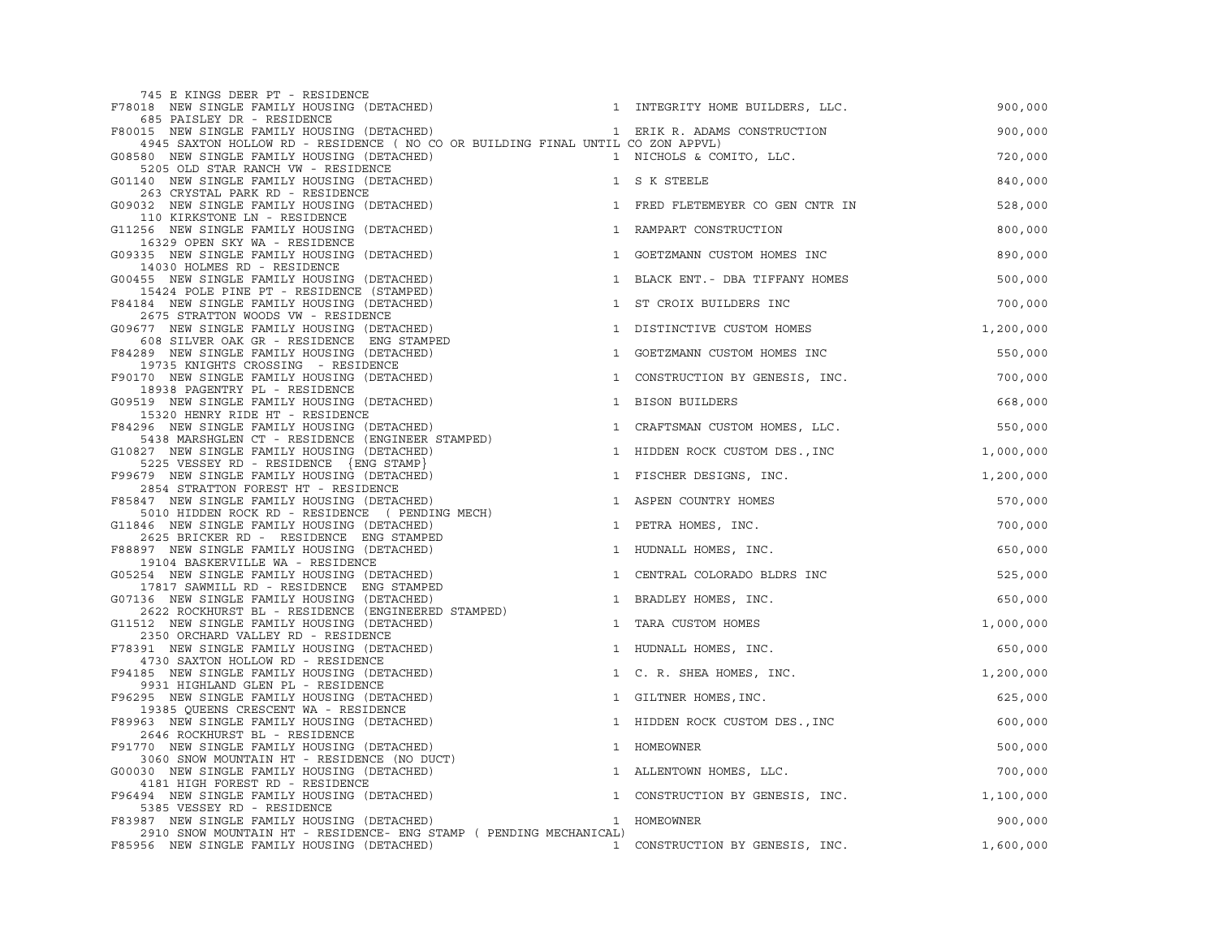```
    745 E KINGS DEER PT - RESIDENCE
F78018  NEW SINGLE FAMILY HOUSING (DETACHED)                          1  INTEGRITY HOME BUILDERS, LLC.                  900,000
    685 PAISLEY DR - RESIDENCE
F80015  NEW SINGLE FAMILY HOUSING (DETACHED)                          1  ERIK R. ADAMS CONSTRUCTION                     900,000
    4945 SAXTON HOLLOW RD - RESIDENCE ( NO CO OR BUILDING FINAL UNTIL CO ZON APPVL)
G08580  NEW SINGLE FAMILY HOUSING (DETACHED)                          1  NICHOLS & COMITO, LLC.                         720,000
    5205 OLD STAR RANCH VW - RESIDENCE
G01140  NEW SINGLE FAMILY HOUSING (DETACHED)                          1  S K STEELE                                     840,000
    263 CRYSTAL PARK RD - RESIDENCE
G09032  NEW SINGLE FAMILY HOUSING (DETACHED)                          1  FRED FLETEMEYER CO GEN CNTR IN                 528,000
    110 KIRKSTONE LN - RESIDENCE
G11256  NEW SINGLE FAMILY HOUSING (DETACHED)                          1  RAMPART CONSTRUCTION                           800,000
    16329 OPEN SKY WA - RESIDENCE
G09335  NEW SINGLE FAMILY HOUSING (DETACHED)                          1  GOETZMANN CUSTOM HOMES INC                     890,000
    14030 HOLMES RD - RESIDENCE
G00455  NEW SINGLE FAMILY HOUSING (DETACHED)                          1  BLACK ENT.- DBA TIFFANY HOMES                  500,000
    15424 POLE PINE PT - RESIDENCE (STAMPED)
F84184  NEW SINGLE FAMILY HOUSING (DETACHED)                          1  ST CROIX BUILDERS INC                          700,000
    2675 STRATTON WOODS VW - RESIDENCE
G09677  NEW SINGLE FAMILY HOUSING (DETACHED)                          1  DISTINCTIVE CUSTOM HOMES                     1,200,000
    608 SILVER OAK GR - RESIDENCE  ENG STAMPED
F84289  NEW SINGLE FAMILY HOUSING (DETACHED)                          1  GOETZMANN CUSTOM HOMES INC                     550,000
    19735 KNIGHTS CROSSING  - RESIDENCE
F90170  NEW SINGLE FAMILY HOUSING (DETACHED)                          1  CONSTRUCTION BY GENESIS, INC.                  700,000
    18938 PAGENTRY PL - RESIDENCE
G09519  NEW SINGLE FAMILY HOUSING (DETACHED)                          1  BISON BUILDERS                                 668,000
    15320 HENRY RIDE HT - RESIDENCE
F84296  NEW SINGLE FAMILY HOUSING (DETACHED)                          1  CRAFTSMAN CUSTOM HOMES, LLC.                   550,000
    5438 MARSHGLEN CT - RESIDENCE (ENGINEER STAMPED)
G10827  NEW SINGLE FAMILY HOUSING (DETACHED)                          1  HIDDEN ROCK CUSTOM DES.,INC                  1,000,000
    5225 VESSEY RD - RESIDENCE  {ENG STAMP}
F99679  NEW SINGLE FAMILY HOUSING (DETACHED)                          1  FISCHER DESIGNS, INC.                        1,200,000
    2854 STRATTON FOREST HT - RESIDENCE
F85847  NEW SINGLE FAMILY HOUSING (DETACHED)                          1  ASPEN COUNTRY HOMES                            570,000
    5010 HIDDEN ROCK RD - RESIDENCE  ( PENDING MECH)
G11846  NEW SINGLE FAMILY HOUSING (DETACHED)                          1  PETRA HOMES, INC.                              700,000
    2625 BRICKER RD -  RESIDENCE  ENG STAMPED
F88897  NEW SINGLE FAMILY HOUSING (DETACHED)                          1  HUDNALL HOMES, INC.                            650,000
    19104 BASKERVILLE WA - RESIDENCE
G05254  NEW SINGLE FAMILY HOUSING (DETACHED)                          1  CENTRAL COLORADO BLDRS INC                     525,000
    17817 SAWMILL RD - RESIDENCE  ENG STAMPED
G07136  NEW SINGLE FAMILY HOUSING (DETACHED)                          1  BRADLEY HOMES, INC.                            650,000
    2622 ROCKHURST BL - RESIDENCE (ENGINEERED STAMPED)
G11512  NEW SINGLE FAMILY HOUSING (DETACHED)                          1  TARA CUSTOM HOMES                            1,000,000
    2350 ORCHARD VALLEY RD - RESIDENCE
F78391  NEW SINGLE FAMILY HOUSING (DETACHED)                          1  HUDNALL HOMES, INC.                            650,000
    4730 SAXTON HOLLOW RD - RESIDENCE
F94185  NEW SINGLE FAMILY HOUSING (DETACHED)                          1  C. R. SHEA HOMES, INC.                       1,200,000
    9931 HIGHLAND GLEN PL - RESIDENCE
F96295  NEW SINGLE FAMILY HOUSING (DETACHED)                          1  GILTNER HOMES,INC.                             625,000
    19385 QUEENS CRESCENT WA - RESIDENCE
F89963  NEW SINGLE FAMILY HOUSING (DETACHED)                          1  HIDDEN ROCK CUSTOM DES.,INC                    600,000
    2646 ROCKHURST BL - RESIDENCE
F91770  NEW SINGLE FAMILY HOUSING (DETACHED)                          1  HOMEOWNER                                      500,000
    3060 SNOW MOUNTAIN HT - RESIDENCE (NO DUCT)
G00030  NEW SINGLE FAMILY HOUSING (DETACHED)                          1  ALLENTOWN HOMES, LLC.                          700,000
    4181 HIGH FOREST RD - RESIDENCE
F96494  NEW SINGLE FAMILY HOUSING (DETACHED)                          1  CONSTRUCTION BY GENESIS, INC.                1,100,000
    5385 VESSEY RD - RESIDENCE
F83987  NEW SINGLE FAMILY HOUSING (DETACHED)                          1  HOMEOWNER                                      900,000
    2910 SNOW MOUNTAIN HT - RESIDENCE- ENG STAMP ( PENDING MECHANICAL)
F85956  NEW SINGLE FAMILY HOUSING (DETACHED)                          1  CONSTRUCTION BY GENESIS, INC.                1,600,000
```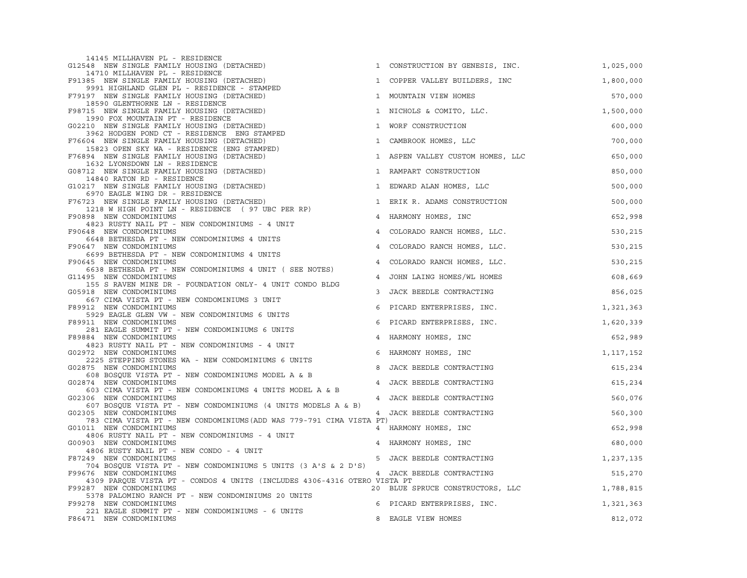| Permit / Description | Units | Contractor | Valuation |
|---|---|---|---|
| 14145 MILLHAVEN PL - RESIDENCE | | | |
| G12548 NEW SINGLE FAMILY HOUSING (DETACHED) | 1 | CONSTRUCTION BY GENESIS, INC. | 1,025,000 |
| 14710 MILLHAVEN PL - RESIDENCE | | | |
| F91385 NEW SINGLE FAMILY HOUSING (DETACHED) | 1 | COPPER VALLEY BUILDERS, INC | 1,800,000 |
| 9991 HIGHLAND GLEN PL - RESIDENCE - STAMPED | | | |
| F79197 NEW SINGLE FAMILY HOUSING (DETACHED) | 1 | MOUNTAIN VIEW HOMES | 570,000 |
| 18590 GLENTHORNE LN - RESIDENCE | | | |
| F98715 NEW SINGLE FAMILY HOUSING (DETACHED) | 1 | NICHOLS & COMITO, LLC. | 1,500,000 |
| 1990 FOX MOUNTAIN PT - RESIDENCE | | | |
| G02210 NEW SINGLE FAMILY HOUSING (DETACHED) | 1 | WORF CONSTRUCTION | 600,000 |
| 3962 HODGEN POND CT - RESIDENCE ENG STAMPED | | | |
| F76604 NEW SINGLE FAMILY HOUSING (DETACHED) | 1 | CAMBROOK HOMES, LLC | 700,000 |
| 15823 OPEN SKY WA - RESIDENCE (ENG STAMPED) | | | |
| F76894 NEW SINGLE FAMILY HOUSING (DETACHED) | 1 | ASPEN VALLEY CUSTOM HOMES, LLC | 650,000 |
| 1632 LYONSDOWN LN - RESIDENCE | | | |
| G08712 NEW SINGLE FAMILY HOUSING (DETACHED) | 1 | RAMPART CONSTRUCTION | 850,000 |
| 14840 RATON RD - RESIDENCE | | | |
| G10217 NEW SINGLE FAMILY HOUSING (DETACHED) | 1 | EDWARD ALAN HOMES, LLC | 500,000 |
| 6970 EAGLE WING DR - RESIDENCE | | | |
| F76723 NEW SINGLE FAMILY HOUSING (DETACHED) | 1 | ERIK R. ADAMS CONSTRUCTION | 500,000 |
| 1218 W HIGH POINT LN - RESIDENCE ( 97 UBC PER RP) | | | |
| F90898 NEW CONDOMINIUMS | 4 | HARMONY H0MES, INC | 652,998 |
| 4823 RUSTY NAIL PT - NEW CONDOMINIUMS - 4 UNIT | | | |
| F90648 NEW CONDOMINIUMS | 4 | COLORADO RANCH HOMES, LLC. | 530,215 |
| 6648 BETHESDA PT - NEW CONDOMINIUMS 4 UNITS | | | |
| F90647 NEW CONDOMINIUMS | 4 | COLORADO RANCH HOMES, LLC. | 530,215 |
| 6699 BETHESDA PT - NEW CONDOMINIUMS 4 UNITS | | | |
| F90645 NEW CONDOMINIUMS | 4 | COLORADO RANCH HOMES, LLC. | 530,215 |
| 6638 BETHESDA PT - NEW CONDOMINIUMS 4 UNIT ( SEE NOTES) | | | |
| G11495 NEW CONDOMINIUMS | 4 | JOHN LAING HOMES/WL HOMES | 608,669 |
| 155 S RAVEN MINE DR - FOUNDATION ONLY- 4 UNIT CONDO BLDG | | | |
| G05918 NEW CONDOMINIUMS | 3 | JACK BEEDLE CONTRACTING | 856,025 |
| 667 CIMA VISTA PT - NEW CONDOMINIUMS 3 UNIT | | | |
| F89912 NEW CONDOMINIUMS | 6 | PICARD ENTERPRISES, INC. | 1,321,363 |
| 5929 EAGLE GLEN VW - NEW CONDOMINIUMS 6 UNITS | | | |
| F89911 NEW CONDOMINIUMS | 6 | PICARD ENTERPRISES, INC. | 1,620,339 |
| 281 EAGLE SUMMIT PT - NEW CONDOMINIUMS 6 UNITS | | | |
| F89884 NEW CONDOMINIUMS | 4 | HARMONY H0MES, INC | 652,989 |
| 4823 RUSTY NAIL PT - NEW CONDOMINIUMS - 4 UNIT | | | |
| G02972 NEW CONDOMINIUMS | 6 | HARMONY H0MES, INC | 1,117,152 |
| 2225 STEPPING STONES WA - NEW CONDOMINIUMS 6 UNITS | | | |
| G02875 NEW CONDOMINIUMS | 8 | JACK BEEDLE CONTRACTING | 615,234 |
| 608 BOSQUE VISTA PT - NEW CONDOMINIUMS MODEL A & B | | | |
| G02874 NEW CONDOMINIUMS | 4 | JACK BEEDLE CONTRACTING | 615,234 |
| 603 CIMA VISTA PT - NEW CONDOMINIUMS 4 UNITS MODEL A & B | | | |
| G02306 NEW CONDOMINIUMS | 4 | JACK BEEDLE CONTRACTING | 560,076 |
| 607 BOSQUE VISTA PT - NEW CONDOMINIUMS (4 UNITS MODELS A & B) | | | |
| G02305 NEW CONDOMINIUMS | 4 | JACK BEEDLE CONTRACTING | 560,300 |
| 783 CIMA VISTA PT - NEW CONDOMINIUMS(ADD WAS 779-791 CIMA VISTA PT) | | | |
| G01011 NEW CONDOMINIUMS | 4 | HARMONY H0MES, INC | 652,998 |
| 4806 RUSTY NAIL PT - NEW CONDOMINIUMS - 4 UNIT | | | |
| G00903 NEW CONDOMINIUMS | 4 | HARMONY H0MES, INC | 680,000 |
| 4806 RUSTY NAIL PT - NEW CONDO - 4 UNIT | | | |
| F87249 NEW CONDOMINIUMS | 5 | JACK BEEDLE CONTRACTING | 1,237,135 |
| 704 BOSQUE VISTA PT - NEW CONDOMINIUMS 5 UNITS (3 A'S & 2 D'S) | | | |
| F99676 NEW CONDOMINIUMS | 4 | JACK BEEDLE CONTRACTING | 515,270 |
| 4309 PARQUE VISTA PT - CONDOS 4 UNITS (INCLUDES 4306-4316 OTERO VISTA PT | | | |
| F99287 NEW CONDOMINIUMS | 20 | BLUE SPRUCE CONSTRUCTORS, LLC | 1,788,815 |
| 5378 PALOMINO RANCH PT - NEW CONDOMINIUMS 20 UNITS | | | |
| F99278 NEW CONDOMINIUMS | 6 | PICARD ENTERPRISES, INC. | 1,321,363 |
| 221 EAGLE SUMMIT PT - NEW CONDOMINIUMS - 6 UNITS | | | |
| F86471 NEW CONDOMINIUMS | 8 | EAGLE VIEW HOMES | 812,072 |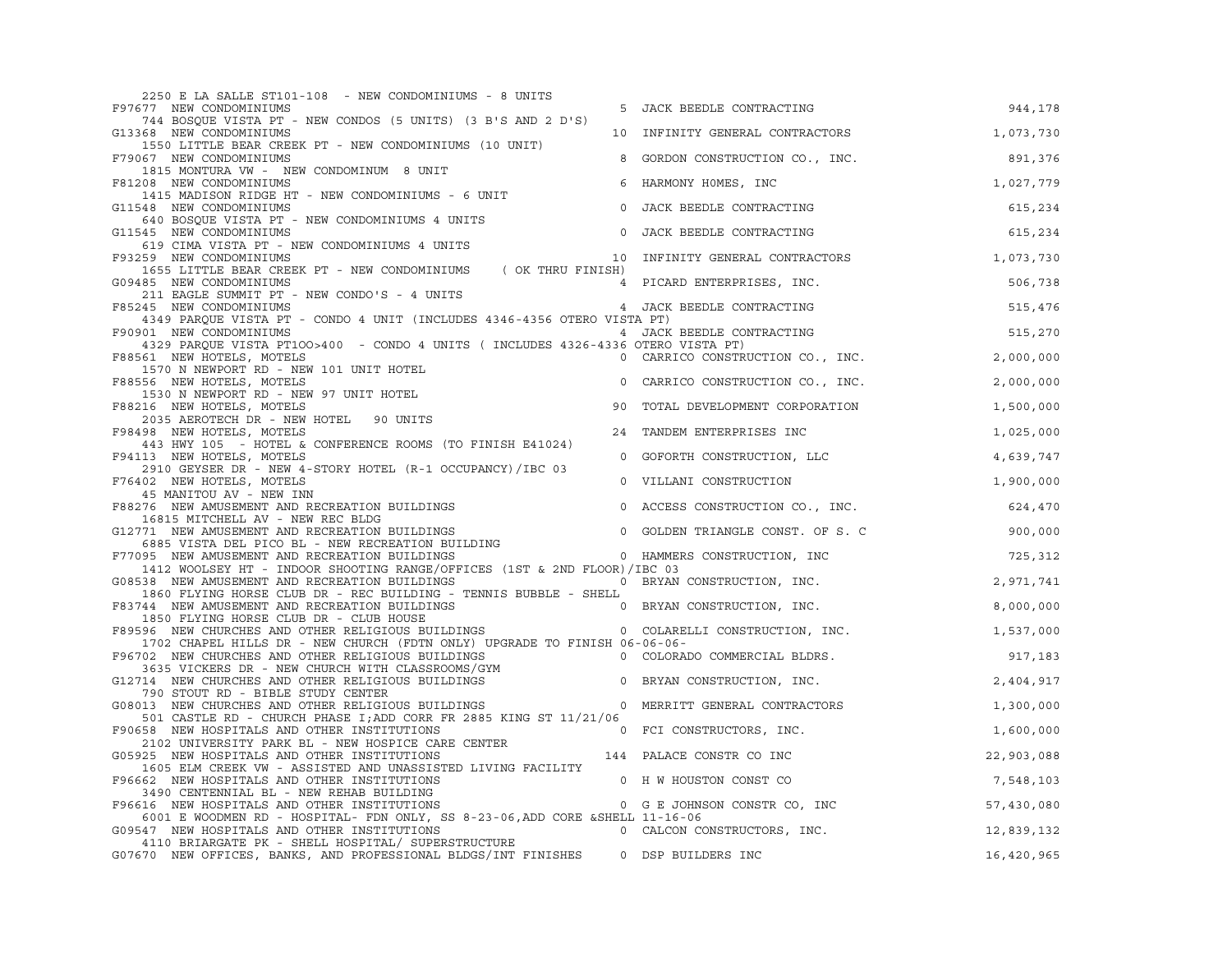| Permit | Type | Units | Contractor | Value | Address / Description |
|---|---|---|---|---|---|
| | | | | | 2250 E LA SALLE ST101-108 - NEW CONDOMINIUMS - 8 UNITS |
| F97677 | NEW CONDOMINIUMS | 5 | JACK BEEDLE CONTRACTING | 944,178 | 744 BOSQUE VISTA PT - NEW CONDOS (5 UNITS) (3 B'S AND 2 D'S) |
| G13368 | NEW CONDOMINIUMS | 10 | INFINITY GENERAL CONTRACTORS | 1,073,730 | 1550 LITTLE BEAR CREEK PT - NEW CONDOMINIUMS (10 UNIT) |
| F79067 | NEW CONDOMINIUMS | 8 | GORDON CONSTRUCTION CO., INC. | 891,376 | 1815 MONTURA VW - NEW CONDOMINUM 8 UNIT |
| F81208 | NEW CONDOMINIUMS | 6 | HARMONY H0MES, INC | 1,027,779 | 1415 MADISON RIDGE HT - NEW CONDOMINIUMS - 6 UNIT |
| G11548 | NEW CONDOMINIUMS | 0 | JACK BEEDLE CONTRACTING | 615,234 | 640 BOSQUE VISTA PT - NEW CONDOMINIUMS 4 UNITS |
| G11545 | NEW CONDOMINIUMS | 0 | JACK BEEDLE CONTRACTING | 615,234 | 619 CIMA VISTA PT - NEW CONDOMINIUMS 4 UNITS |
| F93259 | NEW CONDOMINIUMS | 10 | INFINITY GENERAL CONTRACTORS | 1,073,730 | 1655 LITTLE BEAR CREEK PT - NEW CONDOMINIUMS ( OK THRU FINISH) |
| G09485 | NEW CONDOMINIUMS | 4 | PICARD ENTERPRISES, INC. | 506,738 | 211 EAGLE SUMMIT PT - NEW CONDO'S - 4 UNITS |
| F85245 | NEW CONDOMINIUMS | 4 | JACK BEEDLE CONTRACTING | 515,476 | 4349 PARQUE VISTA PT - CONDO 4 UNIT (INCLUDES 4346-4356 OTERO VISTA PT) |
| F90901 | NEW CONDOMINIUMS | 4 | JACK BEEDLE CONTRACTING | 515,270 | 4329 PARQUE VISTA PT1OO>400 - CONDO 4 UNITS ( INCLUDES 4326-4336 OTERO VISTA PT) |
| F88561 | NEW HOTELS, MOTELS | 0 | CARRICO CONSTRUCTION CO., INC. | 2,000,000 | 1570 N NEWPORT RD - NEW 101 UNIT HOTEL |
| F88556 | NEW HOTELS, MOTELS | 0 | CARRICO CONSTRUCTION CO., INC. | 2,000,000 | 1530 N NEWPORT RD - NEW 97 UNIT HOTEL |
| F88216 | NEW HOTELS, MOTELS | 90 | TOTAL DEVELOPMENT CORPORATION | 1,500,000 | 2035 AEROTECH DR - NEW HOTEL 90 UNITS |
| F98498 | NEW HOTELS, MOTELS | 24 | TANDEM ENTERPRISES INC | 1,025,000 | 443 HWY 105 - HOTEL & CONFERENCE ROOMS (TO FINISH E41024) |
| F94113 | NEW HOTELS, MOTELS | 0 | GOFORTH CONSTRUCTION, LLC | 4,639,747 | 2910 GEYSER DR - NEW 4-STORY HOTEL (R-1 OCCUPANCY)/IBC 03 |
| F76402 | NEW HOTELS, MOTELS | 0 | VILLANI CONSTRUCTION | 1,900,000 | 45 MANITOU AV - NEW INN |
| F88276 | NEW AMUSEMENT AND RECREATION BUILDINGS | 0 | ACCESS CONSTRUCTION CO., INC. | 624,470 | 16815 MITCHELL AV - NEW REC BLDG |
| G12771 | NEW AMUSEMENT AND RECREATION BUILDINGS | 0 | GOLDEN TRIANGLE CONST. OF S. C | 900,000 | 6885 VISTA DEL PICO BL - NEW RECREATION BUILDING |
| F77095 | NEW AMUSEMENT AND RECREATION BUILDINGS | 0 | HAMMERS CONSTRUCTION, INC | 725,312 | 1412 WOOLSEY HT - INDOOR SHOOTING RANGE/OFFICES (1ST & 2ND FLOOR)/IBC 03 |
| G08538 | NEW AMUSEMENT AND RECREATION BUILDINGS | 0 | BRYAN CONSTRUCTION, INC. | 2,971,741 | 1860 FLYING HORSE CLUB DR - REC BUILDING - TENNIS BUBBLE - SHELL |
| F83744 | NEW AMUSEMENT AND RECREATION BUILDINGS | 0 | BRYAN CONSTRUCTION, INC. | 8,000,000 | 1850 FLYING HORSE CLUB DR - CLUB HOUSE |
| F89596 | NEW CHURCHES AND OTHER RELIGIOUS BUILDINGS | 0 | COLARELLI CONSTRUCTION, INC. | 1,537,000 | 1702 CHAPEL HILLS DR - NEW CHURCH (FDTN ONLY) UPGRADE TO FINISH 06-06-06- |
| F96702 | NEW CHURCHES AND OTHER RELIGIOUS BUILDINGS | 0 | COLORADO COMMERCIAL BLDRS. | 917,183 | 3635 VICKERS DR - NEW CHURCH WITH CLASSROOMS/GYM |
| G12714 | NEW CHURCHES AND OTHER RELIGIOUS BUILDINGS | 0 | BRYAN CONSTRUCTION, INC. | 2,404,917 | 790 STOUT RD - BIBLE STUDY CENTER |
| G08013 | NEW CHURCHES AND OTHER RELIGIOUS BUILDINGS | 0 | MERRITT GENERAL CONTRACTORS | 1,300,000 | 501 CASTLE RD - CHURCH PHASE I;ADD CORR FR 2885 KING ST 11/21/06 |
| F90658 | NEW HOSPITALS AND OTHER INSTITUTIONS | 0 | FCI CONSTRUCTORS, INC. | 1,600,000 | 2102 UNIVERSITY PARK BL - NEW HOSPICE CARE CENTER |
| G05925 | NEW HOSPITALS AND OTHER INSTITUTIONS | 144 | PALACE CONSTR CO INC | 22,903,088 | 1605 ELM CREEK VW - ASSISTED AND UNASSISTED LIVING FACILITY |
| F96662 | NEW HOSPITALS AND OTHER INSTITUTIONS | 0 | H W HOUSTON CONST CO | 7,548,103 | 3490 CENTENNIAL BL - NEW REHAB BUILDING |
| F96616 | NEW HOSPITALS AND OTHER INSTITUTIONS | 0 | G E JOHNSON CONSTR CO, INC | 57,430,080 | 6001 E WOODMEN RD - HOSPITAL- FDN ONLY, SS 8-23-06,ADD CORE &SHELL 11-16-06 |
| G09547 | NEW HOSPITALS AND OTHER INSTITUTIONS | 0 | CALCON CONSTRUCTORS, INC. | 12,839,132 | 4110 BRIARGATE PK - SHELL HOSPITAL/ SUPERSTRUCTURE |
| G07670 | NEW OFFICES, BANKS, AND PROFESSIONAL BLDGS/INT FINISHES | 0 | DSP BUILDERS INC | 16,420,965 | |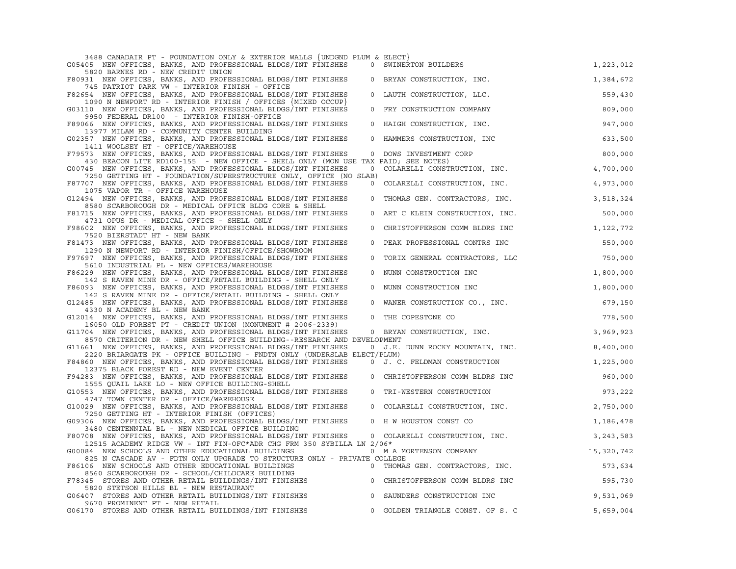3488 CANADAIR PT - FOUNDATION ONLY & EXTERIOR WALLS {UNDGND PLUM & ELECT}

| Permit | Description | | Contractor | Value |
|---|---|---|---|---|
| G05405 | NEW OFFICES, BANKS, AND PROFESSIONAL BLDGS/INT FINISHES<br>5820 BARNES RD - NEW CREDIT UNION | 0 | SWINERTON BUILDERS | 1,223,012 |
| F80931 | NEW OFFICES, BANKS, AND PROFESSIONAL BLDGS/INT FINISHES<br>745 PATRIOT PARK VW - INTERIOR FINISH - OFFICE | 0 | BRYAN CONSTRUCTION, INC. | 1,384,672 |
| F82654 | NEW OFFICES, BANKS, AND PROFESSIONAL BLDGS/INT FINISHES<br>1090 N NEWPORT RD - INTERIOR FINISH / OFFICES {MIXED OCCUP} | 0 | LAUTH CONSTRUCTION, LLC. | 559,430 |
| G03110 | NEW OFFICES, BANKS, AND PROFESSIONAL BLDGS/INT FINISHES<br>9950 FEDERAL DR100 - INTERIOR FINISH-OFFICE | 0 | FRY CONSTRUCTION COMPANY | 809,000 |
| F89066 | NEW OFFICES, BANKS, AND PROFESSIONAL BLDGS/INT FINISHES<br>13977 MILAM RD - COMMUNITY CENTER BUILDING | 0 | HAIGH CONSTRUCTION, INC. | 947,000 |
| G02357 | NEW OFFICES, BANKS, AND PROFESSIONAL BLDGS/INT FINISHES<br>1411 WOOLSEY HT - OFFICE/WAREHOUSE | 0 | HAMMERS CONSTRUCTION, INC | 633,500 |
| F79573 | NEW OFFICES, BANKS, AND PROFESSIONAL BLDGS/INT FINISHES<br>430 BEACON LITE RD100-155 - NEW OFFICE - SHELL ONLY (MON USE TAX PAID; SEE NOTES) | 0 | DOWS INVESTMENT CORP | 800,000 |
| G00745 | NEW OFFICES, BANKS, AND PROFESSIONAL BLDGS/INT FINISHES<br>7250 GETTING HT - FOUNDATION/SUPERSTRUCTURE ONLY, OFFICE (NO SLAB) | 0 | COLARELLI CONSTRUCTION, INC. | 4,700,000 |
| F87707 | NEW OFFICES, BANKS, AND PROFESSIONAL BLDGS/INT FINISHES<br>1075 VAPOR TR - OFFICE WAREHOUSE | 0 | COLARELLI CONSTRUCTION, INC. | 4,973,000 |
| G12494 | NEW OFFICES, BANKS, AND PROFESSIONAL BLDGS/INT FINISHES<br>8580 SCARBOROUGH DR - MEDICAL OFFICE BLDG CORE & SHELL | 0 | THOMAS GEN. CONTRACTORS, INC. | 3,518,324 |
| F81715 | NEW OFFICES, BANKS, AND PROFESSIONAL BLDGS/INT FINISHES<br>4731 OPUS DR - MEDICAL OFFICE - SHELL ONLY | 0 | ART C KLEIN CONSTRUCTION, INC. | 500,000 |
| F98602 | NEW OFFICES, BANKS, AND PROFESSIONAL BLDGS/INT FINISHES<br>7520 BIERSTADT HT - NEW BANK | 0 | CHRISTOFFERSON COMM BLDRS INC | 1,122,772 |
| F81473 | NEW OFFICES, BANKS, AND PROFESSIONAL BLDGS/INT FINISHES<br>1290 N NEWPORT RD - INTERIOR FINISH/OFFICE/SHOWROOM | 0 | PEAK PROFESSIONAL CONTRS INC | 550,000 |
| F97697 | NEW OFFICES, BANKS, AND PROFESSIONAL BLDGS/INT FINISHES<br>5610 INDUSTRIAL PL - NEW OFFICES/WAREHOUSE | 0 | TORIX GENERAL CONTRACTORS, LLC | 750,000 |
| F86229 | NEW OFFICES, BANKS, AND PROFESSIONAL BLDGS/INT FINISHES<br>142 S RAVEN MINE DR - OFFICE/RETAIL BUILDING - SHELL ONLY | 0 | NUNN CONSTRUCTION INC | 1,800,000 |
| F86093 | NEW OFFICES, BANKS, AND PROFESSIONAL BLDGS/INT FINISHES<br>142 S RAVEN MINE DR - OFFICE/RETAIL BUILDING - SHELL ONLY | 0 | NUNN CONSTRUCTION INC | 1,800,000 |
| G12485 | NEW OFFICES, BANKS, AND PROFESSIONAL BLDGS/INT FINISHES<br>4330 N ACADEMY BL - NEW BANK | 0 | WANER CONSTRUCTION CO., INC. | 679,150 |
| G12014 | NEW OFFICES, BANKS, AND PROFESSIONAL BLDGS/INT FINISHES<br>16050 OLD FOREST PT - CREDIT UNION (MONUMENT # 2006-2339) | 0 | THE COPESTONE CO | 778,500 |
| G11704 | NEW OFFICES, BANKS, AND PROFESSIONAL BLDGS/INT FINISHES<br>8570 CRITERION DR - NEW SHELL OFFICE BUILDING--RESEARCH AND DEVELOPMENT | 0 | BRYAN CONSTRUCTION, INC. | 3,969,923 |
| G11661 | NEW OFFICES, BANKS, AND PROFESSIONAL BLDGS/INT FINISHES<br>2220 BRIARGATE PK - OFFICE BUILDING - FNDTN ONLY (UNDERSLAB ELECT/PLUM) | 0 | J.E. DUNN ROCKY MOUNTAIN, INC. | 8,400,000 |
| F84860 | NEW OFFICES, BANKS, AND PROFESSIONAL BLDGS/INT FINISHES<br>12375 BLACK FOREST RD - NEW EVENT CENTER | 0 | J. C. FELDMAN CONSTRUCTION | 1,225,000 |
| F94283 | NEW OFFICES, BANKS, AND PROFESSIONAL BLDGS/INT FINISHES<br>1555 QUAIL LAKE LO - NEW OFFICE BUILDING-SHELL | 0 | CHRISTOFFERSON COMM BLDRS INC | 960,000 |
| G10553 | NEW OFFICES, BANKS, AND PROFESSIONAL BLDGS/INT FINISHES<br>4747 TOWN CENTER DR - OFFICE/WAREHOUSE | 0 | TRI-WESTERN CONSTRUCTION | 973,222 |
| G10029 | NEW OFFICES, BANKS, AND PROFESSIONAL BLDGS/INT FINISHES<br>7250 GETTING HT - INTERIOR FINISH (OFFICES) | 0 | COLARELLI CONSTRUCTION, INC. | 2,750,000 |
| G09306 | NEW OFFICES, BANKS, AND PROFESSIONAL BLDGS/INT FINISHES<br>3480 CENTENNIAL BL - NEW MEDICAL OFFICE BUILDING | 0 | H W HOUSTON CONST CO | 1,186,478 |
| F80708 | NEW OFFICES, BANKS, AND PROFESSIONAL BLDGS/INT FINISHES<br>12515 ACADEMY RIDGE VW - INT FIN-OFC*ADR CHG FRM 350 SYBILLA LN 2/06* | 0 | COLARELLI CONSTRUCTION, INC. | 3,243,583 |
| G00084 | NEW SCHOOLS AND OTHER EDUCATIONAL BUILDINGS<br>825 N CASCADE AV - FDTN ONLY UPGRADE TO STRUCTURE ONLY - PRIVATE COLLEGE | 0 | M A MORTENSON COMPANY | 15,320,742 |
| F86106 | NEW SCHOOLS AND OTHER EDUCATIONAL BUILDINGS<br>8560 SCARBOROUGH DR - SCHOOL/CHILDCARE BUILDING | 0 | THOMAS GEN. CONTRACTORS, INC. | 573,634 |
| F78345 | STORES AND OTHER RETAIL BUILDINGS/INT FINISHES<br>5820 STETSON HILLS BL - NEW RESTAURANT | 0 | CHRISTOFFERSON COMM BLDRS INC | 595,730 |
| G06407 | STORES AND OTHER RETAIL BUILDINGS/INT FINISHES<br>9670 PROMINENT PT - NEW RETAIL | 0 | SAUNDERS CONSTRUCTION INC | 9,531,069 |
| G06170 | STORES AND OTHER RETAIL BUILDINGS/INT FINISHES | 0 | GOLDEN TRIANGLE CONST. OF S. C | 5,659,004 |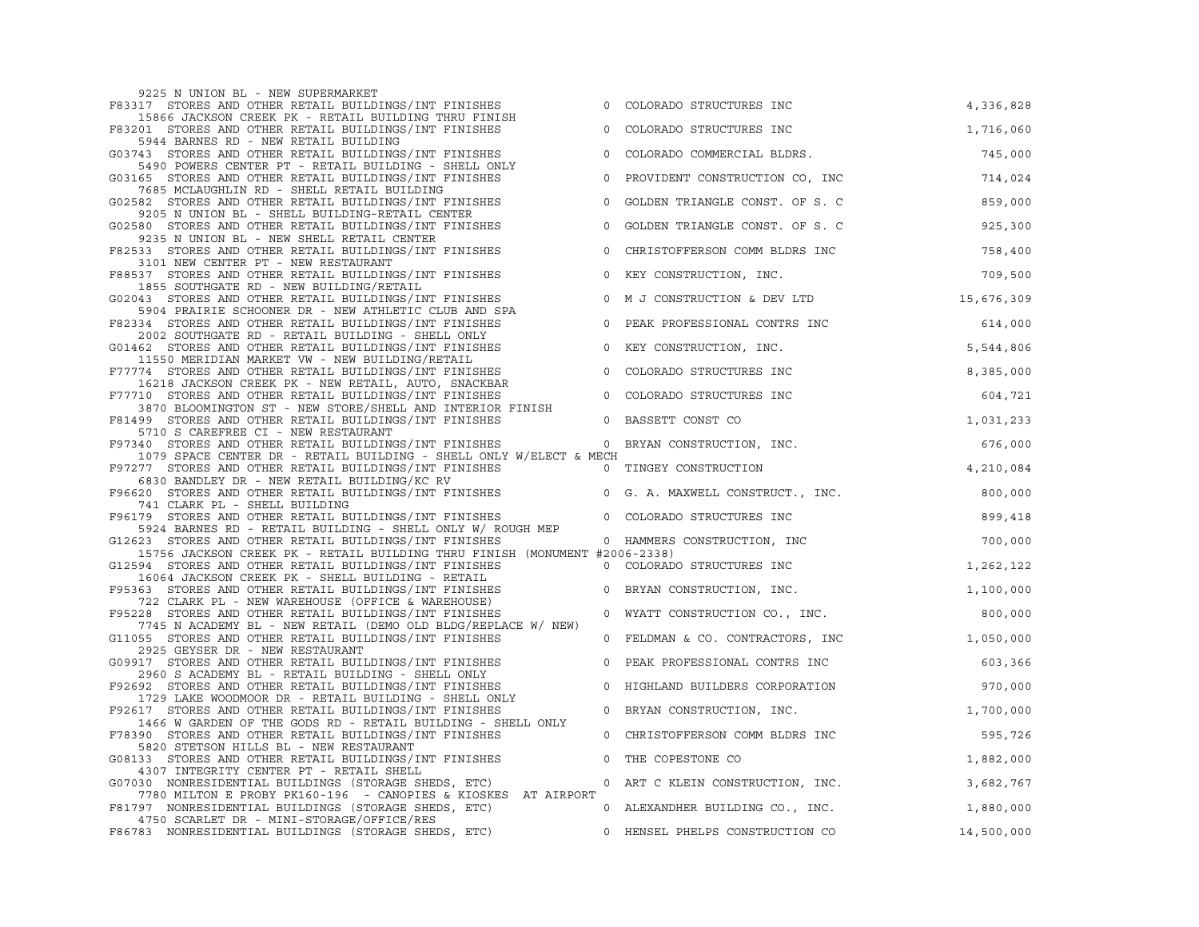```
    9225 N UNION BL - NEW SUPERMARKET
F83317  STORES AND OTHER RETAIL BUILDINGS/INT FINISHES           0  COLORADO STRUCTURES INC              4,336,828
    15866 JACKSON CREEK PK - RETAIL BUILDING THRU FINISH
F83201  STORES AND OTHER RETAIL BUILDINGS/INT FINISHES           0  COLORADO STRUCTURES INC              1,716,060
    5944 BARNES RD - NEW RETAIL BUILDING
G03743  STORES AND OTHER RETAIL BUILDINGS/INT FINISHES           0  COLORADO COMMERCIAL BLDRS.             745,000
    5490 POWERS CENTER PT - RETAIL BUILDING - SHELL ONLY
G03165  STORES AND OTHER RETAIL BUILDINGS/INT FINISHES           0  PROVIDENT CONSTRUCTION CO, INC         714,024
    7685 MCLAUGHLIN RD - SHELL RETAIL BUILDING
G02582  STORES AND OTHER RETAIL BUILDINGS/INT FINISHES           0  GOLDEN TRIANGLE CONST. OF S. C         859,000
    9205 N UNION BL - SHELL BUILDING-RETAIL CENTER
G02580  STORES AND OTHER RETAIL BUILDINGS/INT FINISHES           0  GOLDEN TRIANGLE CONST. OF S. C         925,300
    9235 N UNION BL - NEW SHELL RETAIL CENTER
F82533  STORES AND OTHER RETAIL BUILDINGS/INT FINISHES           0  CHRISTOFFERSON COMM BLDRS INC          758,400
    3101 NEW CENTER PT - NEW RESTAURANT
F88537  STORES AND OTHER RETAIL BUILDINGS/INT FINISHES           0  KEY CONSTRUCTION, INC.                 709,500
    1855 SOUTHGATE RD - NEW BUILDING/RETAIL
G02043  STORES AND OTHER RETAIL BUILDINGS/INT FINISHES           0  M J CONSTRUCTION & DEV LTD          15,676,309
    5904 PRAIRIE SCHOONER DR - NEW ATHLETIC CLUB AND SPA
F82334  STORES AND OTHER RETAIL BUILDINGS/INT FINISHES           0  PEAK PROFESSIONAL CONTRS INC           614,000
    2002 SOUTHGATE RD - RETAIL BUILDING - SHELL ONLY
G01462  STORES AND OTHER RETAIL BUILDINGS/INT FINISHES           0  KEY CONSTRUCTION, INC.               5,544,806
    11550 MERIDIAN MARKET VW - NEW BUILDING/RETAIL
F77774  STORES AND OTHER RETAIL BUILDINGS/INT FINISHES           0  COLORADO STRUCTURES INC              8,385,000
    16218 JACKSON CREEK PK - NEW RETAIL, AUTO, SNACKBAR
F77710  STORES AND OTHER RETAIL BUILDINGS/INT FINISHES           0  COLORADO STRUCTURES INC                604,721
    3870 BLOOMINGTON ST - NEW STORE/SHELL AND INTERIOR FINISH
F81499  STORES AND OTHER RETAIL BUILDINGS/INT FINISHES           0  BASSETT CONST CO                     1,031,233
    5710 S CAREFREE CI - NEW RESTAURANT
F97340  STORES AND OTHER RETAIL BUILDINGS/INT FINISHES           0  BRYAN CONSTRUCTION, INC.               676,000
    1079 SPACE CENTER DR - RETAIL BUILDING - SHELL ONLY W/ELECT & MECH
F97277  STORES AND OTHER RETAIL BUILDINGS/INT FINISHES           0  TINGEY CONSTRUCTION                  4,210,084
    6830 BANDLEY DR - NEW RETAIL BUILDING/KC RV
F96620  STORES AND OTHER RETAIL BUILDINGS/INT FINISHES           0  G. A. MAXWELL CONSTRUCT., INC.         800,000
    741 CLARK PL - SHELL BUILDING
F96179  STORES AND OTHER RETAIL BUILDINGS/INT FINISHES           0  COLORADO STRUCTURES INC                899,418
    5924 BARNES RD - RETAIL BUILDING - SHELL ONLY W/ ROUGH MEP
G12623  STORES AND OTHER RETAIL BUILDINGS/INT FINISHES           0  HAMMERS CONSTRUCTION, INC              700,000
    15756 JACKSON CREEK PK - RETAIL BUILDING THRU FINISH (MONUMENT #2006-2338)
G12594  STORES AND OTHER RETAIL BUILDINGS/INT FINISHES           0  COLORADO STRUCTURES INC              1,262,122
    16064 JACKSON CREEK PK - SHELL BUILDING - RETAIL
F95363  STORES AND OTHER RETAIL BUILDINGS/INT FINISHES           0  BRYAN CONSTRUCTION, INC.             1,100,000
    722 CLARK PL - NEW WAREHOUSE (OFFICE & WAREHOUSE)
F95228  STORES AND OTHER RETAIL BUILDINGS/INT FINISHES           0  WYATT CONSTRUCTION CO., INC.           800,000
    7745 N ACADEMY BL - NEW RETAIL (DEMO OLD BLDG/REPLACE W/ NEW)
G11055  STORES AND OTHER RETAIL BUILDINGS/INT FINISHES           0  FELDMAN & CO. CONTRACTORS, INC       1,050,000
    2925 GEYSER DR - NEW RESTAURANT
G09917  STORES AND OTHER RETAIL BUILDINGS/INT FINISHES           0  PEAK PROFESSIONAL CONTRS INC           603,366
    2960 S ACADEMY BL - RETAIL BUILDING - SHELL ONLY
F92692  STORES AND OTHER RETAIL BUILDINGS/INT FINISHES           0  HIGHLAND BUILDERS CORPORATION          970,000
    1729 LAKE WOODMOOR DR - RETAIL BUILDING - SHELL ONLY
F92617  STORES AND OTHER RETAIL BUILDINGS/INT FINISHES           0  BRYAN CONSTRUCTION, INC.             1,700,000
    1466 W GARDEN OF THE GODS RD - RETAIL BUILDING - SHELL ONLY
F78390  STORES AND OTHER RETAIL BUILDINGS/INT FINISHES           0  CHRISTOFFERSON COMM BLDRS INC          595,726
    5820 STETSON HILLS BL - NEW RESTAURANT
G08133  STORES AND OTHER RETAIL BUILDINGS/INT FINISHES           0  THE COPESTONE CO                     1,882,000
    4307 INTEGRITY CENTER PT - RETAIL SHELL
G07030  NONRESIDENTIAL BUILDINGS (STORAGE SHEDS, ETC)            0  ART C KLEIN CONSTRUCTION, INC.       3,682,767
    7780 MILTON E PROBY PK160-196  - CANOPIES & KIOSKS  AT AIRPORT
F81797  NONRESIDENTIAL BUILDINGS (STORAGE SHEDS, ETC)            0  ALEXANDHER BUILDING CO., INC.        1,880,000
    4750 SCARLET DR - MINI-STORAGE/OFFICE/RES
F86783  NONRESIDENTIAL BUILDINGS (STORAGE SHEDS, ETC)            0  HENSEL PHELPS CONSTRUCTION CO       14,500,000
```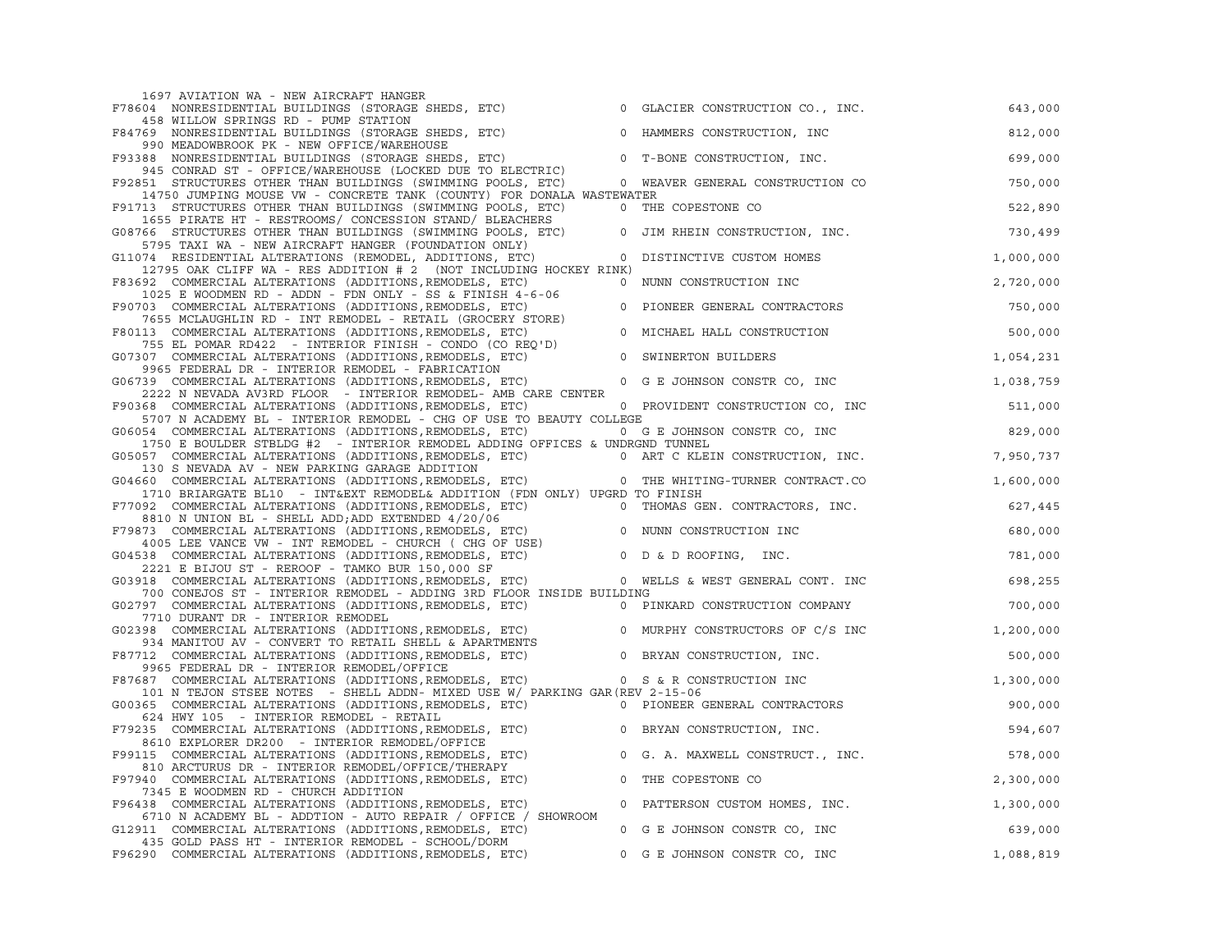```
    1697 AVIATION WA - NEW AIRCRAFT HANGER
F78604  NONRESIDENTIAL BUILDINGS (STORAGE SHEDS, ETC)              0  GLACIER CONSTRUCTION CO., INC.                    643,000
    458 WILLOW SPRINGS RD - PUMP STATION
F84769  NONRESIDENTIAL BUILDINGS (STORAGE SHEDS, ETC)              0  HAMMERS CONSTRUCTION, INC                         812,000
    990 MEADOWBROOK PK - NEW OFFICE/WAREHOUSE
F93388  NONRESIDENTIAL BUILDINGS (STORAGE SHEDS, ETC)              0  T-BONE CONSTRUCTION, INC.                         699,000
    945 CONRAD ST - OFFICE/WAREHOUSE (LOCKED DUE TO ELECTRIC)
F92851  STRUCTURES OTHER THAN BUILDINGS (SWIMMING POOLS, ETC)      0  WEAVER GENERAL CONSTRUCTION CO                    750,000
    14750 JUMPING MOUSE VW - CONCRETE TANK (COUNTY) FOR DONALA WASTEWATER
F91713  STRUCTURES OTHER THAN BUILDINGS (SWIMMING POOLS, ETC)      0  THE COPESTONE CO                                  522,890
    1655 PIRATE HT - RESTROOMS/ CONCESSION STAND/ BLEACHERS
G08766  STRUCTURES OTHER THAN BUILDINGS (SWIMMING POOLS, ETC)      0  JIM RHEIN CONSTRUCTION, INC.                      730,499
    5795 TAXI WA - NEW AIRCRAFT HANGER (FOUNDATION ONLY)
G11074  RESIDENTIAL ALTERATIONS (REMODEL, ADDITIONS, ETC)          0  DISTINCTIVE CUSTOM HOMES                        1,000,000
    12795 OAK CLIFF WA - RES ADDITION # 2  (NOT INCLUDING HOCKEY RINK)
F83692  COMMERCIAL ALTERATIONS (ADDITIONS,REMODELS, ETC)           0  NUNN CONSTRUCTION INC                           2,720,000
    1025 E WOODMEN RD - ADDN - FDN ONLY - SS & FINISH 4-6-06
F90703  COMMERCIAL ALTERATIONS (ADDITIONS,REMODELS, ETC)           0  PIONEER GENERAL CONTRACTORS                       750,000
    7655 MCLAUGHLIN RD - INT REMODEL - RETAIL (GROCERY STORE)
F80113  COMMERCIAL ALTERATIONS (ADDITIONS,REMODELS, ETC)           0  MICHAEL HALL CONSTRUCTION                         500,000
    755 EL POMAR RD422  - INTERIOR FINISH - CONDO (CO REQ'D)
G07307  COMMERCIAL ALTERATIONS (ADDITIONS,REMODELS, ETC)           0  SWINERTON BUILDERS                              1,054,231
    9965 FEDERAL DR - INTERIOR REMODEL - FABRICATION
G06739  COMMERCIAL ALTERATIONS (ADDITIONS,REMODELS, ETC)           0  G E JOHNSON CONSTR CO, INC                      1,038,759
    2222 N NEVADA AV3RD FLOOR  - INTERIOR REMODEL- AMB CARE CENTER
F90368  COMMERCIAL ALTERATIONS (ADDITIONS,REMODELS, ETC)           0  PROVIDENT CONSTRUCTION CO, INC                    511,000
    5707 N ACADEMY BL - INTERIOR REMODEL - CHG OF USE TO BEAUTY COLLEGE
G06054  COMMERCIAL ALTERATIONS (ADDITIONS,REMODELS, ETC)           0  G E JOHNSON CONSTR CO, INC                        829,000
    1750 E BOULDER STBLDG #2  - INTERIOR REMODEL ADDING OFFICES & UNDRGND TUNNEL
G05057  COMMERCIAL ALTERATIONS (ADDITIONS,REMODELS, ETC)           0  ART C KLEIN CONSTRUCTION, INC.                  7,950,737
    130 S NEVADA AV - NEW PARKING GARAGE ADDITION
G04660  COMMERCIAL ALTERATIONS (ADDITIONS,REMODELS, ETC)           0  THE WHITING-TURNER CONTRACT.CO                  1,600,000
    1710 BRIARGATE BL10  - INT&EXT REMODEL& ADDITION (FDN ONLY) UPGRD TO FINISH
F77092  COMMERCIAL ALTERATIONS (ADDITIONS,REMODELS, ETC)           0  THOMAS GEN. CONTRACTORS, INC.                     627,445
    8810 N UNION BL - SHELL ADD;ADD EXTENDED 4/20/06
F79873  COMMERCIAL ALTERATIONS (ADDITIONS,REMODELS, ETC)           0  NUNN CONSTRUCTION INC                             680,000
    4005 LEE VANCE VW - INT REMODEL - CHURCH ( CHG OF USE)
G04538  COMMERCIAL ALTERATIONS (ADDITIONS,REMODELS, ETC)           0  D & D ROOFING,  INC.                              781,000
    2221 E BIJOU ST - REROOF - TAMKO BUR 150,000 SF
G03918  COMMERCIAL ALTERATIONS (ADDITIONS,REMODELS, ETC)           0  WELLS & WEST GENERAL CONT. INC                    698,255
    700 CONEJOS ST - INTERIOR REMODEL - ADDING 3RD FLOOR INSIDE BUILDING
G02797  COMMERCIAL ALTERATIONS (ADDITIONS,REMODELS, ETC)           0  PINKARD CONSTRUCTION COMPANY                      700,000
    7710 DURANT DR - INTERIOR REMODEL
G02398  COMMERCIAL ALTERATIONS (ADDITIONS,REMODELS, ETC)           0  MURPHY CONSTRUCTORS OF C/S INC                  1,200,000
    934 MANITOU AV - CONVERT TO RETAIL SHELL & APARTMENTS
F87712  COMMERCIAL ALTERATIONS (ADDITIONS,REMODELS, ETC)           0  BRYAN CONSTRUCTION, INC.                          500,000
    9965 FEDERAL DR - INTERIOR REMODEL/OFFICE
F87687  COMMERCIAL ALTERATIONS (ADDITIONS,REMODELS, ETC)           0  S & R CONSTRUCTION INC                          1,300,000
    101 N TEJON STSEE NOTES  - SHELL ADDN- MIXED USE W/ PARKING GAR(REV 2-15-06
G00365  COMMERCIAL ALTERATIONS (ADDITIONS,REMODELS, ETC)           0  PIONEER GENERAL CONTRACTORS                       900,000
    624 HWY 105  - INTERIOR REMODEL - RETAIL
F79235  COMMERCIAL ALTERATIONS (ADDITIONS,REMODELS, ETC)           0  BRYAN CONSTRUCTION, INC.                          594,607
    8610 EXPLORER DR200  - INTERIOR REMODEL/OFFICE
F99115  COMMERCIAL ALTERATIONS (ADDITIONS,REMODELS, ETC)           0  G. A. MAXWELL CONSTRUCT., INC.                    578,000
    810 ARCTURUS DR - INTERIOR REMODEL/OFFICE/THERAPY
F97940  COMMERCIAL ALTERATIONS (ADDITIONS,REMODELS, ETC)           0  THE COPESTONE CO                                2,300,000
    7345 E WOODMEN RD - CHURCH ADDITION
F96438  COMMERCIAL ALTERATIONS (ADDITIONS,REMODELS, ETC)           0  PATTERSON CUSTOM HOMES, INC.                    1,300,000
    6710 N ACADEMY BL - ADDTION - AUTO REPAIR / OFFICE / SHOWROOM
G12911  COMMERCIAL ALTERATIONS (ADDITIONS,REMODELS, ETC)           0  G E JOHNSON CONSTR CO, INC                        639,000
    435 GOLD PASS HT - INTERIOR REMODEL - SCHOOL/DORM
F96290  COMMERCIAL ALTERATIONS (ADDITIONS,REMODELS, ETC)           0  G E JOHNSON CONSTR CO, INC                      1,088,819
```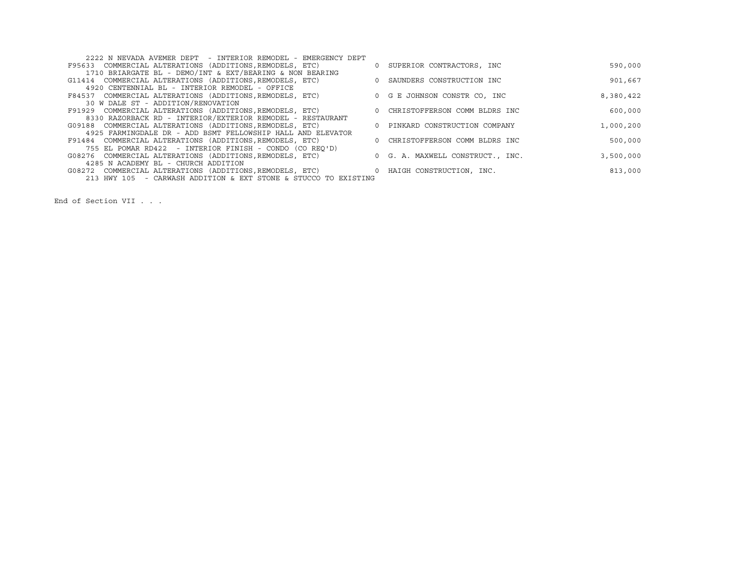| | | | | |
|---|---|---|---|---|
| | 2222 N NEVADA AVEMER DEPT - INTERIOR REMODEL - EMERGENCY DEPT | | | |
| F95633 | COMMERCIAL ALTERATIONS (ADDITIONS,REMODELS, ETC) | 0 | SUPERIOR CONTRACTORS, INC | 590,000 |
| | 1710 BRIARGATE BL - DEMO/INT & EXT/BEARING & NON BEARING | | | |
| G11414 | COMMERCIAL ALTERATIONS (ADDITIONS,REMODELS, ETC) | 0 | SAUNDERS CONSTRUCTION INC | 901,667 |
| | 4920 CENTENNIAL BL - INTERIOR REMODEL - OFFICE | | | |
| F84537 | COMMERCIAL ALTERATIONS (ADDITIONS,REMODELS, ETC) | 0 | G E JOHNSON CONSTR CO, INC | 8,380,422 |
| | 30 W DALE ST - ADDITION/RENOVATION | | | |
| F91929 | COMMERCIAL ALTERATIONS (ADDITIONS,REMODELS, ETC) | 0 | CHRISTOFFERSON COMM BLDRS INC | 600,000 |
| | 8330 RAZORBACK RD - INTERIOR/EXTERIOR REMODEL - RESTAURANT | | | |
| G09188 | COMMERCIAL ALTERATIONS (ADDITIONS,REMODELS, ETC) | 0 | PINKARD CONSTRUCTION COMPANY | 1,000,200 |
| | 4925 FARMINGDALE DR - ADD BSMT FELLOWSHIP HALL AND ELEVATOR | | | |
| F91484 | COMMERCIAL ALTERATIONS (ADDITIONS,REMODELS, ETC) | 0 | CHRISTOFFERSON COMM BLDRS INC | 500,000 |
| | 755 EL POMAR RD422 - INTERIOR FINISH - CONDO (CO REQ'D) | | | |
| G08276 | COMMERCIAL ALTERATIONS (ADDITIONS,REMODELS, ETC) | 0 | G. A. MAXWELL CONSTRUCT., INC. | 3,500,000 |
| | 4285 N ACADEMY BL - CHURCH ADDITION | | | |
| G08272 | COMMERCIAL ALTERATIONS (ADDITIONS,REMODELS, ETC) | 0 | HAIGH CONSTRUCTION, INC. | 813,000 |
| | 213 HWY 105 - CARWASH ADDITION & EXT STONE & STUCCO TO EXISTING | | | |

End of Section VII . . .